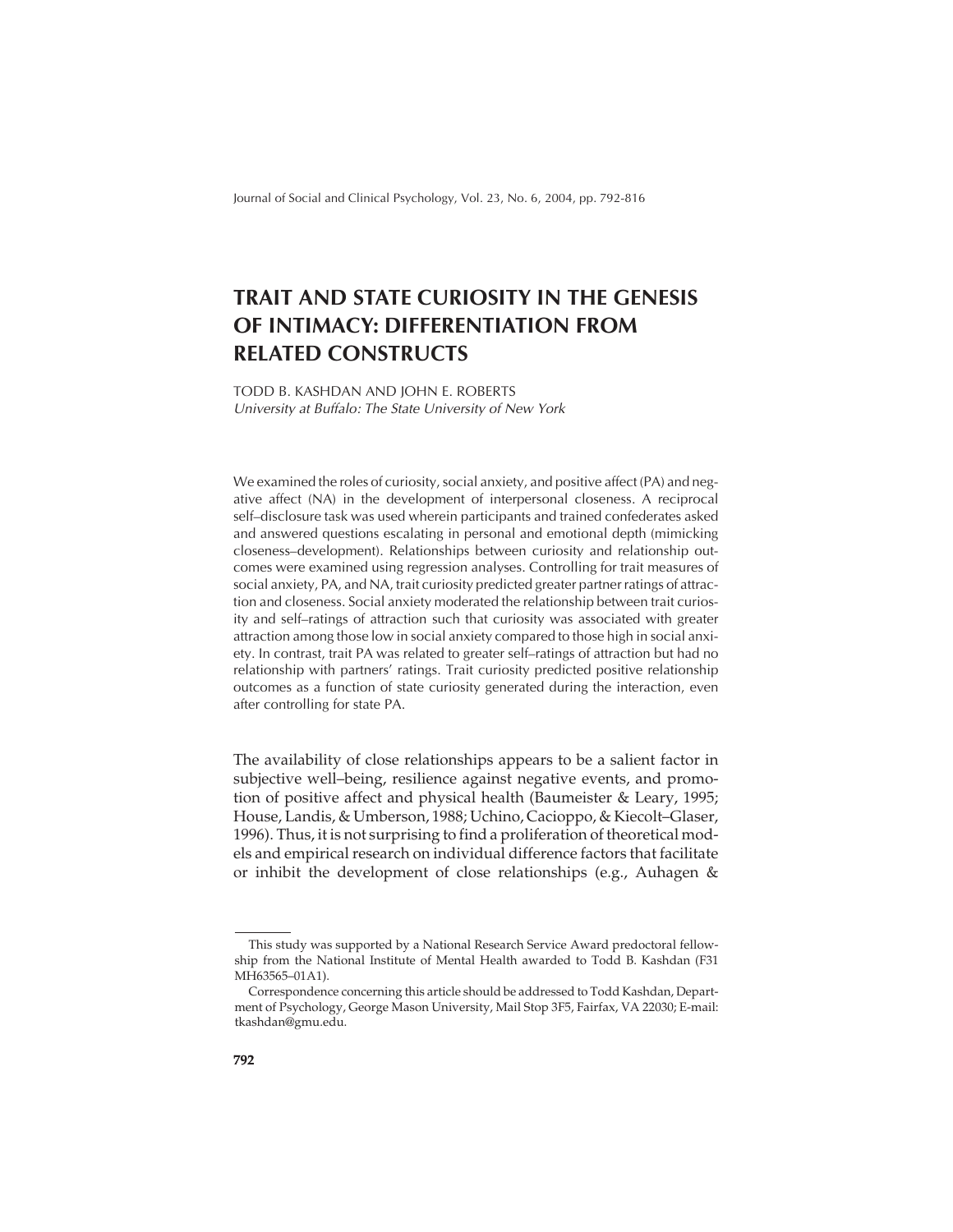# TRAIT AND STATE CURIOSITY IN THE GENESIS OF INTIMACY: DIFFERENTIATION FROM RELATED CONSTRUCTS

TODD B. KASHDAN AND JOHN E. ROBERTS
*University at Buffalo: The State University of New York*

We examined the roles of curiosity, social anxiety, and positive affect (PA) and negative affect (NA) in the development of interpersonal closeness. A reciprocal self–disclosure task was used wherein participants and trained confederates asked and answered questions escalating in personal and emotional depth (mimicking closeness–development). Relationships between curiosity and relationship outcomes were examined using regression analyses. Controlling for trait measures of social anxiety, PA, and NA, trait curiosity predicted greater partner ratings of attraction and closeness. Social anxiety moderated the relationship between trait curiosity and self–ratings of attraction such that curiosity was associated with greater attraction among those low in social anxiety compared to those high in social anxiety. In contrast, trait PA was related to greater self–ratings of attraction but had no relationship with partners' ratings. Trait curiosity predicted positive relationship outcomes as a function of state curiosity generated during the interaction, even after controlling for state PA.

The availability of close relationships appears to be a salient factor in subjective well–being, resilience against negative events, and promotion of positive affect and physical health (Baumeister & Leary, 1995; House, Landis, & Umberson, 1988; Uchino, Cacioppo, & Kiecolt–Glaser, 1996). Thus, it is not surprising to find a proliferation of theoretical models and empirical research on individual difference factors that facilitate or inhibit the development of close relationships (e.g., Auhagen &

---

This study was supported by a National Research Service Award predoctoral fellowship from the National Institute of Mental Health awarded to Todd B. Kashdan (F31 MH63565–01A1).

Correspondence concerning this article should be addressed to Todd Kashdan, Department of Psychology, George Mason University, Mail Stop 3F5, Fairfax, VA 22030; E-mail: tkashdan@gmu.edu.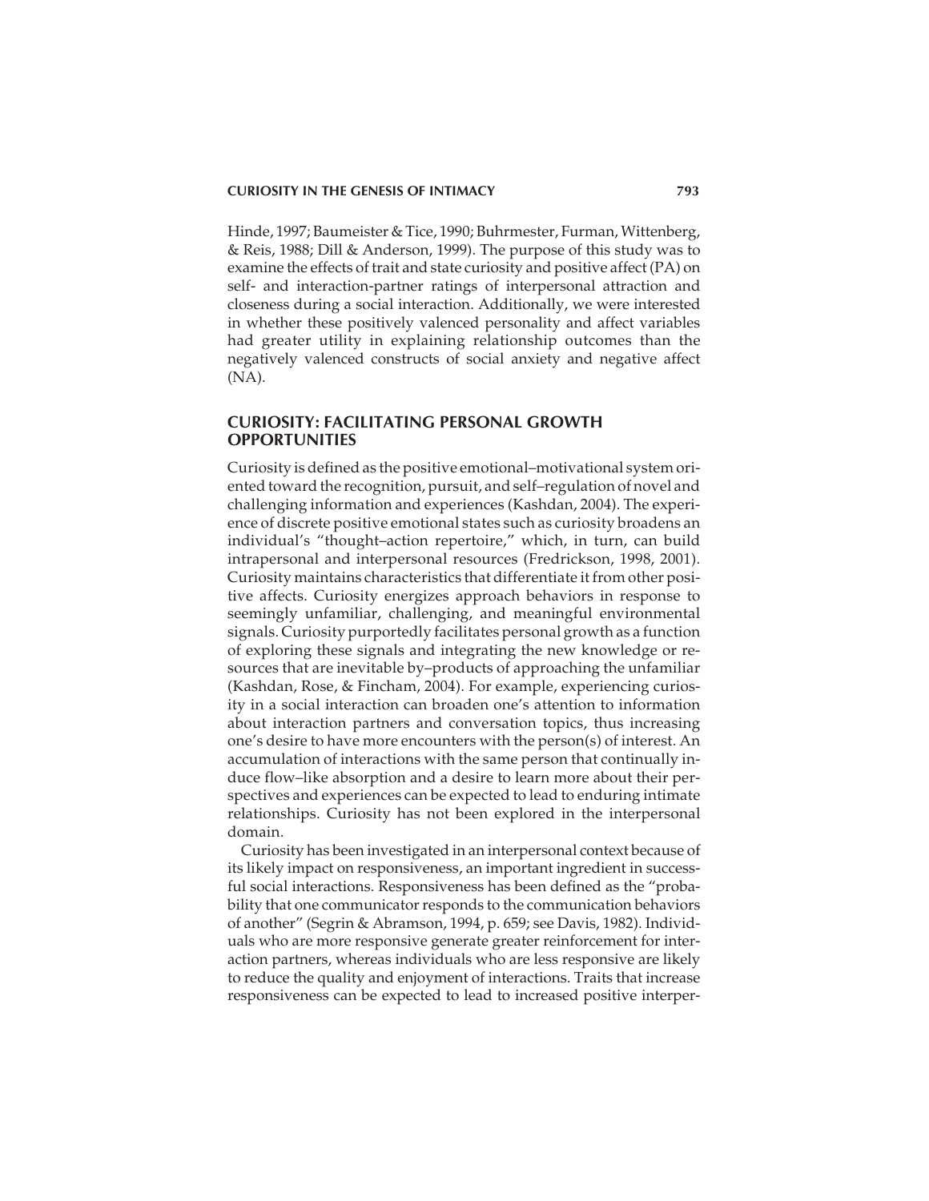Hinde, 1997; Baumeister & Tice, 1990; Buhrmester, Furman, Wittenberg, & Reis, 1988; Dill & Anderson, 1999). The purpose of this study was to examine the effects of trait and state curiosity and positive affect (PA) on self- and interaction-partner ratings of interpersonal attraction and closeness during a social interaction. Additionally, we were interested in whether these positively valenced personality and affect variables had greater utility in explaining relationship outcomes than the negatively valenced constructs of social anxiety and negative affect (NA).

## CURIOSITY: FACILITATING PERSONAL GROWTH OPPORTUNITIES

Curiosity is defined as the positive emotional–motivational system oriented toward the recognition, pursuit, and self–regulation of novel and challenging information and experiences (Kashdan, 2004). The experience of discrete positive emotional states such as curiosity broadens an individual's "thought–action repertoire," which, in turn, can build intrapersonal and interpersonal resources (Fredrickson, 1998, 2001). Curiosity maintains characteristics that differentiate it from other positive affects. Curiosity energizes approach behaviors in response to seemingly unfamiliar, challenging, and meaningful environmental signals. Curiosity purportedly facilitates personal growth as a function of exploring these signals and integrating the new knowledge or resources that are inevitable by–products of approaching the unfamiliar (Kashdan, Rose, & Fincham, 2004). For example, experiencing curiosity in a social interaction can broaden one's attention to information about interaction partners and conversation topics, thus increasing one's desire to have more encounters with the person(s) of interest. An accumulation of interactions with the same person that continually induce flow–like absorption and a desire to learn more about their perspectives and experiences can be expected to lead to enduring intimate relationships. Curiosity has not been explored in the interpersonal domain.

Curiosity has been investigated in an interpersonal context because of its likely impact on responsiveness, an important ingredient in successful social interactions. Responsiveness has been defined as the "probability that one communicator responds to the communication behaviors of another" (Segrin & Abramson, 1994, p. 659; see Davis, 1982). Individuals who are more responsive generate greater reinforcement for interaction partners, whereas individuals who are less responsive are likely to reduce the quality and enjoyment of interactions. Traits that increase responsiveness can be expected to lead to increased positive interper-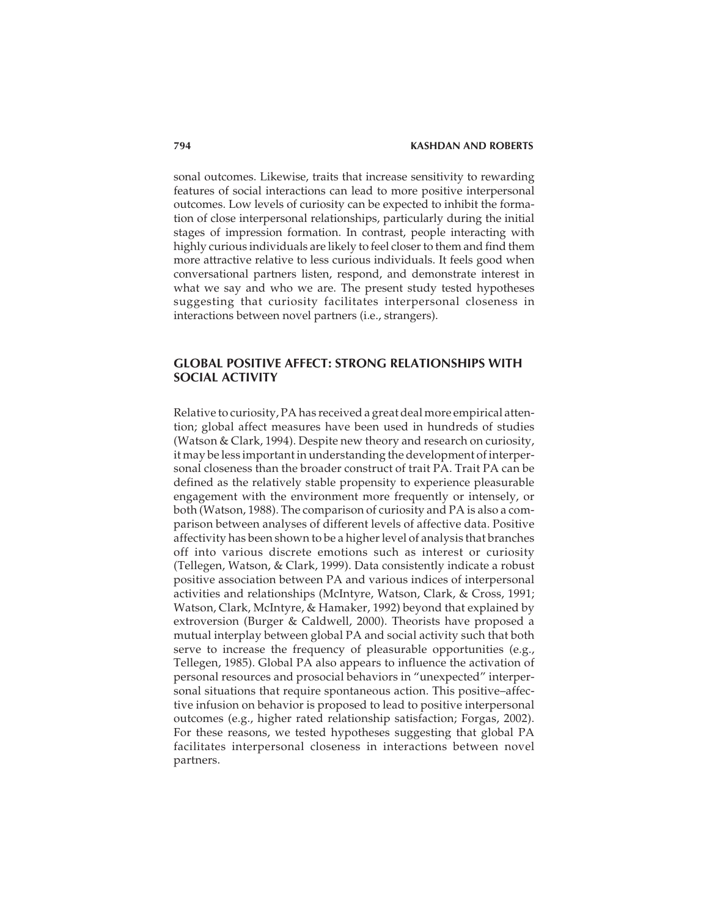sonal outcomes. Likewise, traits that increase sensitivity to rewarding features of social interactions can lead to more positive interpersonal outcomes. Low levels of curiosity can be expected to inhibit the formation of close interpersonal relationships, particularly during the initial stages of impression formation. In contrast, people interacting with highly curious individuals are likely to feel closer to them and find them more attractive relative to less curious individuals. It feels good when conversational partners listen, respond, and demonstrate interest in what we say and who we are. The present study tested hypotheses suggesting that curiosity facilitates interpersonal closeness in interactions between novel partners (i.e., strangers).

## GLOBAL POSITIVE AFFECT: STRONG RELATIONSHIPS WITH SOCIAL ACTIVITY

Relative to curiosity, PA has received a great deal more empirical attention; global affect measures have been used in hundreds of studies (Watson & Clark, 1994). Despite new theory and research on curiosity, it may be less important in understanding the development of interpersonal closeness than the broader construct of trait PA. Trait PA can be defined as the relatively stable propensity to experience pleasurable engagement with the environment more frequently or intensely, or both (Watson, 1988). The comparison of curiosity and PA is also a comparison between analyses of different levels of affective data. Positive affectivity has been shown to be a higher level of analysis that branches off into various discrete emotions such as interest or curiosity (Tellegen, Watson, & Clark, 1999). Data consistently indicate a robust positive association between PA and various indices of interpersonal activities and relationships (McIntyre, Watson, Clark, & Cross, 1991; Watson, Clark, McIntyre, & Hamaker, 1992) beyond that explained by extroversion (Burger & Caldwell, 2000). Theorists have proposed a mutual interplay between global PA and social activity such that both serve to increase the frequency of pleasurable opportunities (e.g., Tellegen, 1985). Global PA also appears to influence the activation of personal resources and prosocial behaviors in "unexpected" interpersonal situations that require spontaneous action. This positive–affective infusion on behavior is proposed to lead to positive interpersonal outcomes (e.g., higher rated relationship satisfaction; Forgas, 2002). For these reasons, we tested hypotheses suggesting that global PA facilitates interpersonal closeness in interactions between novel partners.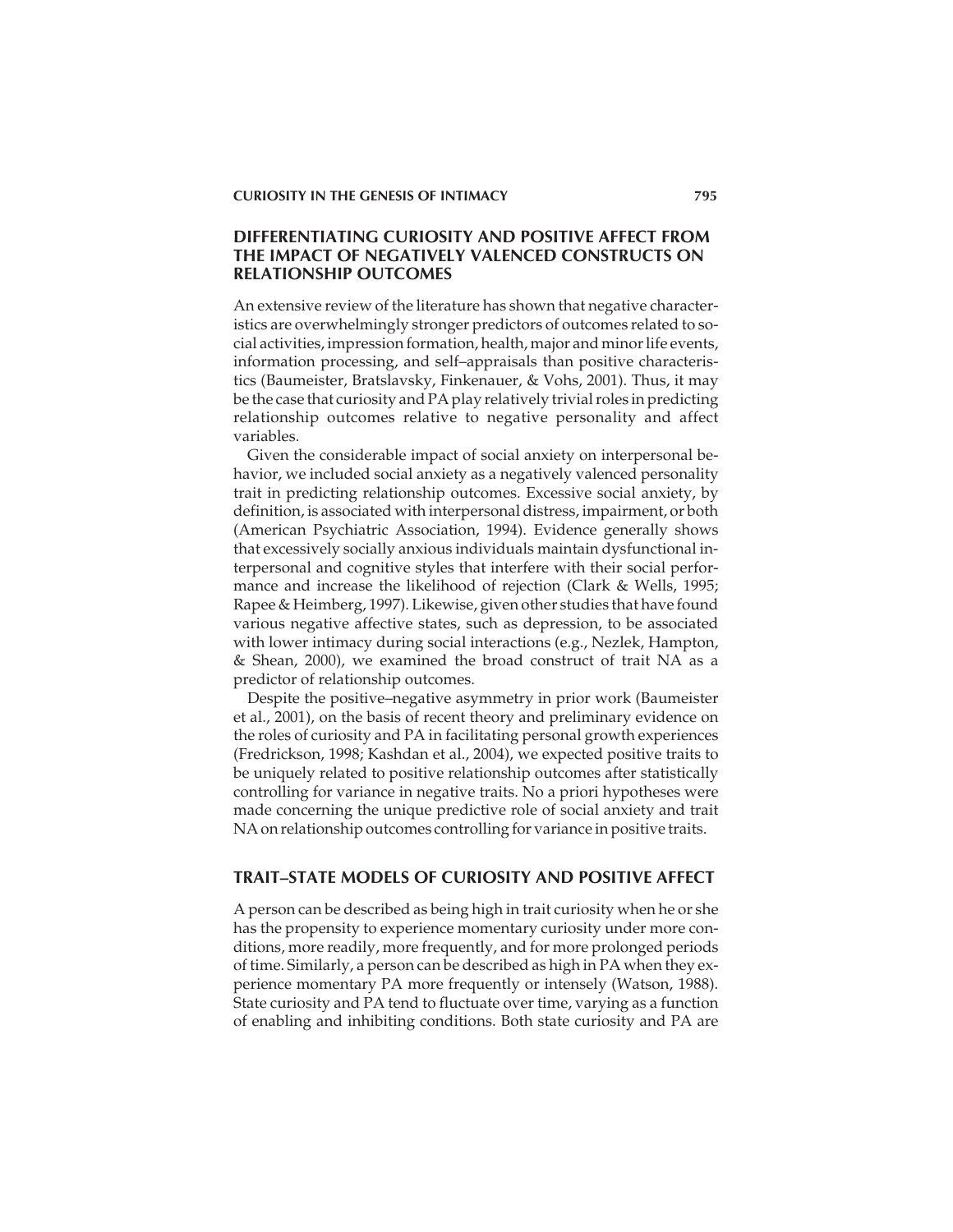## DIFFERENTIATING CURIOSITY AND POSITIVE AFFECT FROM THE IMPACT OF NEGATIVELY VALENCED CONSTRUCTS ON RELATIONSHIP OUTCOMES

An extensive review of the literature has shown that negative characteristics are overwhelmingly stronger predictors of outcomes related to social activities, impression formation, health, major and minor life events, information processing, and self–appraisals than positive characteristics (Baumeister, Bratslavsky, Finkenauer, & Vohs, 2001). Thus, it may be the case that curiosity and PA play relatively trivial roles in predicting relationship outcomes relative to negative personality and affect variables.

Given the considerable impact of social anxiety on interpersonal behavior, we included social anxiety as a negatively valenced personality trait in predicting relationship outcomes. Excessive social anxiety, by definition, is associated with interpersonal distress, impairment, or both (American Psychiatric Association, 1994). Evidence generally shows that excessively socially anxious individuals maintain dysfunctional interpersonal and cognitive styles that interfere with their social performance and increase the likelihood of rejection (Clark & Wells, 1995; Rapee & Heimberg, 1997). Likewise, given other studies that have found various negative affective states, such as depression, to be associated with lower intimacy during social interactions (e.g., Nezlek, Hampton, & Shean, 2000), we examined the broad construct of trait NA as a predictor of relationship outcomes.

Despite the positive–negative asymmetry in prior work (Baumeister et al., 2001), on the basis of recent theory and preliminary evidence on the roles of curiosity and PA in facilitating personal growth experiences (Fredrickson, 1998; Kashdan et al., 2004), we expected positive traits to be uniquely related to positive relationship outcomes after statistically controlling for variance in negative traits. No a priori hypotheses were made concerning the unique predictive role of social anxiety and trait NA on relationship outcomes controlling for variance in positive traits.

## TRAIT–STATE MODELS OF CURIOSITY AND POSITIVE AFFECT

A person can be described as being high in trait curiosity when he or she has the propensity to experience momentary curiosity under more conditions, more readily, more frequently, and for more prolonged periods of time. Similarly, a person can be described as high in PA when they experience momentary PA more frequently or intensely (Watson, 1988). State curiosity and PA tend to fluctuate over time, varying as a function of enabling and inhibiting conditions. Both state curiosity and PA are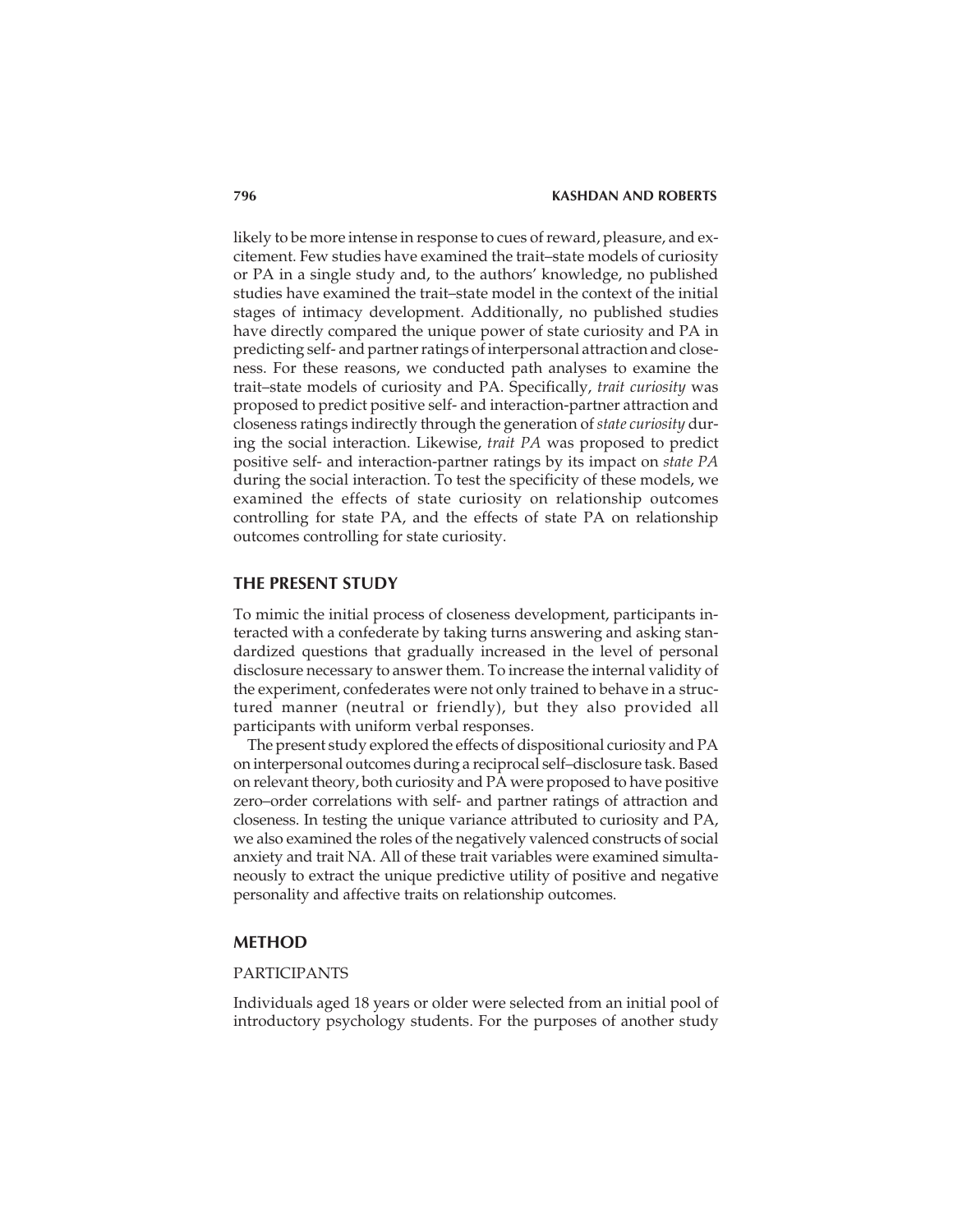likely to be more intense in response to cues of reward, pleasure, and excitement. Few studies have examined the trait–state models of curiosity or PA in a single study and, to the authors' knowledge, no published studies have examined the trait–state model in the context of the initial stages of intimacy development. Additionally, no published studies have directly compared the unique power of state curiosity and PA in predicting self- and partner ratings of interpersonal attraction and closeness. For these reasons, we conducted path analyses to examine the trait–state models of curiosity and PA. Specifically, *trait curiosity* was proposed to predict positive self- and interaction-partner attraction and closeness ratings indirectly through the generation of *state curiosity* during the social interaction. Likewise, *trait PA* was proposed to predict positive self- and interaction-partner ratings by its impact on *state PA* during the social interaction. To test the specificity of these models, we examined the effects of state curiosity on relationship outcomes controlling for state PA, and the effects of state PA on relationship outcomes controlling for state curiosity.

## THE PRESENT STUDY

To mimic the initial process of closeness development, participants interacted with a confederate by taking turns answering and asking standardized questions that gradually increased in the level of personal disclosure necessary to answer them. To increase the internal validity of the experiment, confederates were not only trained to behave in a structured manner (neutral or friendly), but they also provided all participants with uniform verbal responses.

The present study explored the effects of dispositional curiosity and PA on interpersonal outcomes during a reciprocal self–disclosure task. Based on relevant theory, both curiosity and PA were proposed to have positive zero–order correlations with self- and partner ratings of attraction and closeness. In testing the unique variance attributed to curiosity and PA, we also examined the roles of the negatively valenced constructs of social anxiety and trait NA. All of these trait variables were examined simultaneously to extract the unique predictive utility of positive and negative personality and affective traits on relationship outcomes.

## METHOD

### PARTICIPANTS

Individuals aged 18 years or older were selected from an initial pool of introductory psychology students. For the purposes of another study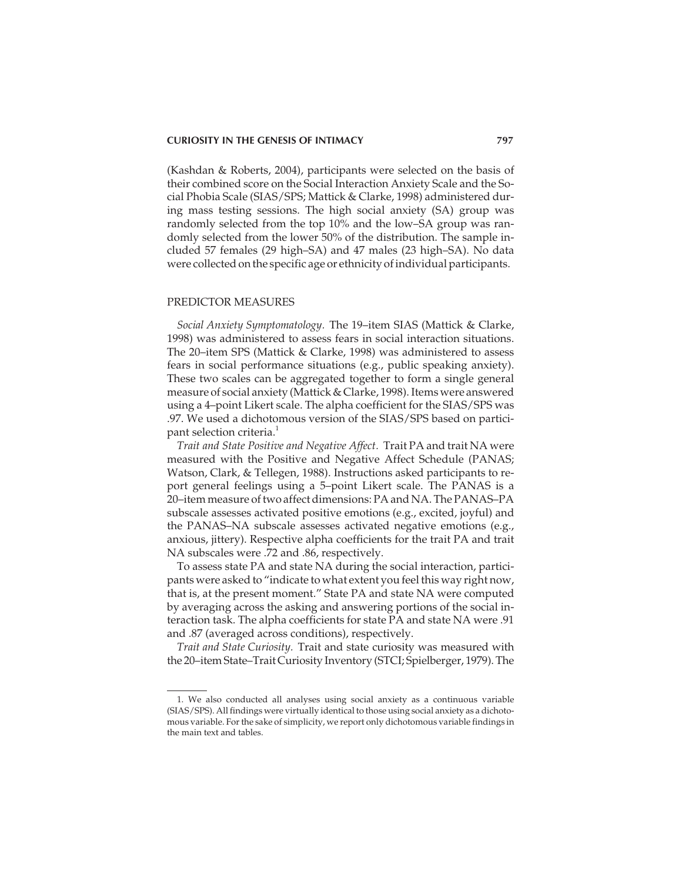(Kashdan & Roberts, 2004), participants were selected on the basis of their combined score on the Social Interaction Anxiety Scale and the Social Phobia Scale (SIAS/SPS; Mattick & Clarke, 1998) administered during mass testing sessions. The high social anxiety (SA) group was randomly selected from the top 10% and the low–SA group was randomly selected from the lower 50% of the distribution. The sample included 57 females (29 high–SA) and 47 males (23 high–SA). No data were collected on the specific age or ethnicity of individual participants.

## PREDICTOR MEASURES

*Social Anxiety Symptomatology.* The 19–item SIAS (Mattick & Clarke, 1998) was administered to assess fears in social interaction situations. The 20–item SPS (Mattick & Clarke, 1998) was administered to assess fears in social performance situations (e.g., public speaking anxiety). These two scales can be aggregated together to form a single general measure of social anxiety (Mattick & Clarke, 1998). Items were answered using a 4–point Likert scale. The alpha coefficient for the SIAS/SPS was .97. We used a dichotomous version of the SIAS/SPS based on participant selection criteria.[1]

*Trait and State Positive and Negative Affect.* Trait PA and trait NA were measured with the Positive and Negative Affect Schedule (PANAS; Watson, Clark, & Tellegen, 1988). Instructions asked participants to report general feelings using a 5–point Likert scale. The PANAS is a 20–item measure of two affect dimensions: PA and NA. The PANAS–PA subscale assesses activated positive emotions (e.g., excited, joyful) and the PANAS–NA subscale assesses activated negative emotions (e.g., anxious, jittery). Respective alpha coefficients for the trait PA and trait NA subscales were .72 and .86, respectively.

To assess state PA and state NA during the social interaction, participants were asked to "indicate to what extent you feel this way right now, that is, at the present moment." State PA and state NA were computed by averaging across the asking and answering portions of the social interaction task. The alpha coefficients for state PA and state NA were .91 and .87 (averaged across conditions), respectively.

*Trait and State Curiosity.* Trait and state curiosity was measured with the 20–item State–Trait Curiosity Inventory (STCI; Spielberger, 1979). The

---

1. We also conducted all analyses using social anxiety as a continuous variable (SIAS/SPS). All findings were virtually identical to those using social anxiety as a dichotomous variable. For the sake of simplicity, we report only dichotomous variable findings in the main text and tables.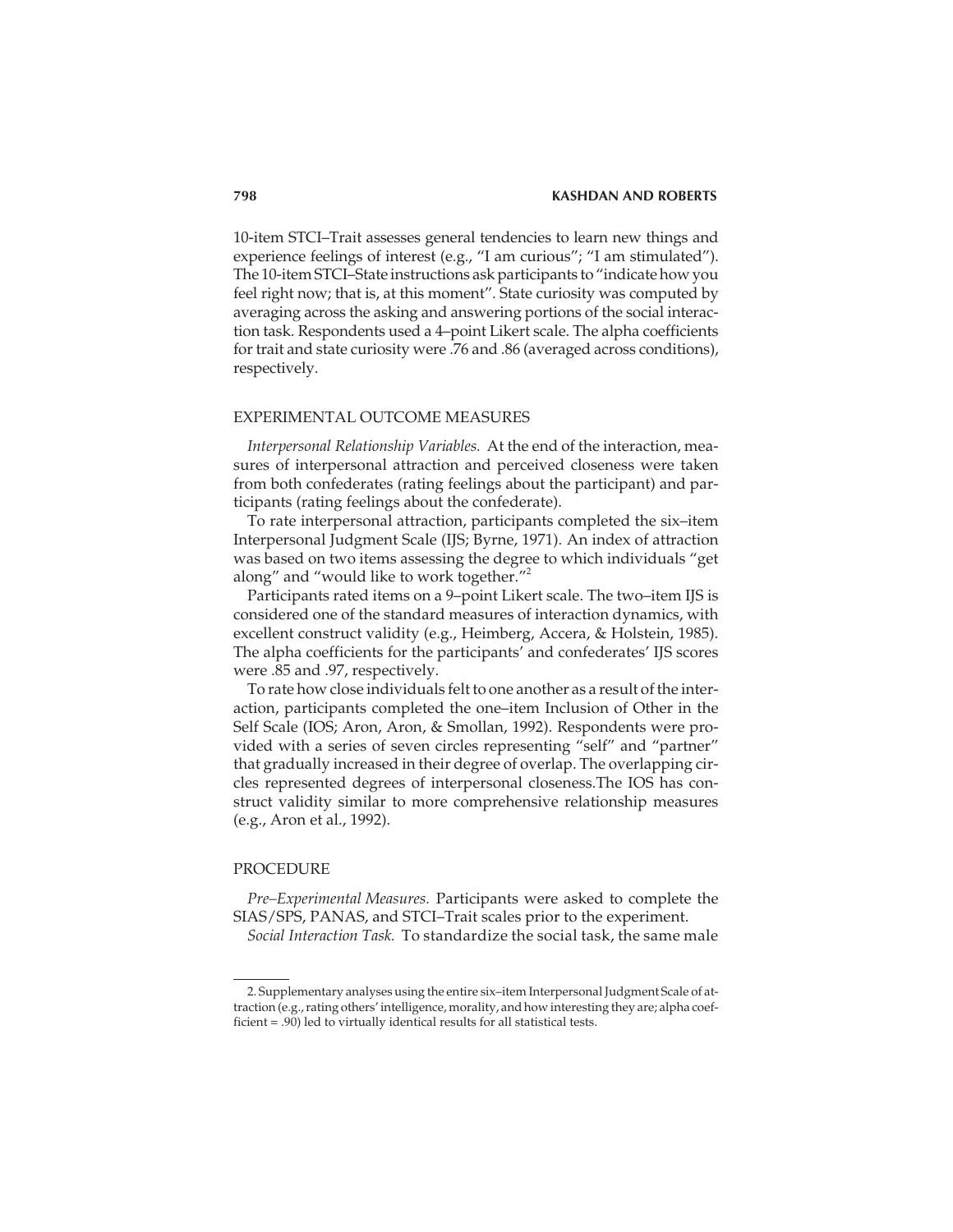10-item STCI–Trait assesses general tendencies to learn new things and experience feelings of interest (e.g., "I am curious"; "I am stimulated"). The 10-item STCI–State instructions ask participants to "indicate how you feel right now; that is, at this moment". State curiosity was computed by averaging across the asking and answering portions of the social interaction task. Respondents used a 4–point Likert scale. The alpha coefficients for trait and state curiosity were .76 and .86 (averaged across conditions), respectively.

## EXPERIMENTAL OUTCOME MEASURES

*Interpersonal Relationship Variables.* At the end of the interaction, measures of interpersonal attraction and perceived closeness were taken from both confederates (rating feelings about the participant) and participants (rating feelings about the confederate).

To rate interpersonal attraction, participants completed the six–item Interpersonal Judgment Scale (IJS; Byrne, 1971). An index of attraction was based on two items assessing the degree to which individuals "get along" and "would like to work together."[2]

Participants rated items on a 9–point Likert scale. The two–item IJS is considered one of the standard measures of interaction dynamics, with excellent construct validity (e.g., Heimberg, Accera, & Holstein, 1985). The alpha coefficients for the participants' and confederates' IJS scores were .85 and .97, respectively.

To rate how close individuals felt to one another as a result of the interaction, participants completed the one–item Inclusion of Other in the Self Scale (IOS; Aron, Aron, & Smollan, 1992). Respondents were provided with a series of seven circles representing "self" and "partner" that gradually increased in their degree of overlap. The overlapping circles represented degrees of interpersonal closeness.The IOS has construct validity similar to more comprehensive relationship measures (e.g., Aron et al., 1992).

## PROCEDURE

*Pre–Experimental Measures.* Participants were asked to complete the SIAS/SPS, PANAS, and STCI–Trait scales prior to the experiment.

*Social Interaction Task.* To standardize the social task, the same male

---

2. Supplementary analyses using the entire six–item Interpersonal Judgment Scale of attraction (e.g., rating others' intelligence, morality, and how interesting they are; alpha coefficient = .90) led to virtually identical results for all statistical tests.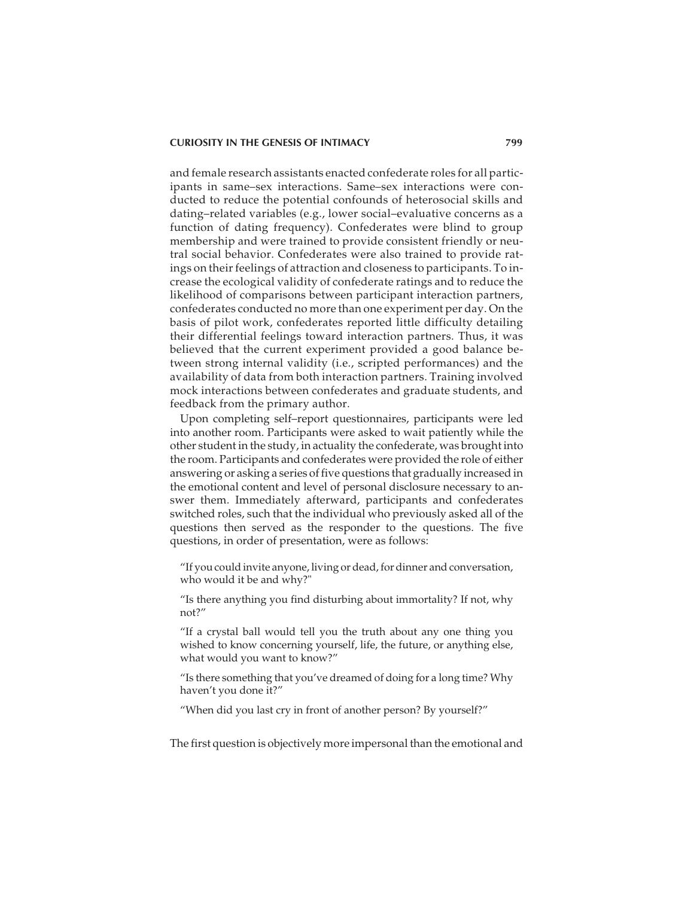and female research assistants enacted confederate roles for all participants in same–sex interactions. Same–sex interactions were conducted to reduce the potential confounds of heterosocial skills and dating–related variables (e.g., lower social–evaluative concerns as a function of dating frequency). Confederates were blind to group membership and were trained to provide consistent friendly or neutral social behavior. Confederates were also trained to provide ratings on their feelings of attraction and closeness to participants. To increase the ecological validity of confederate ratings and to reduce the likelihood of comparisons between participant interaction partners, confederates conducted no more than one experiment per day. On the basis of pilot work, confederates reported little difficulty detailing their differential feelings toward interaction partners. Thus, it was believed that the current experiment provided a good balance between strong internal validity (i.e., scripted performances) and the availability of data from both interaction partners. Training involved mock interactions between confederates and graduate students, and feedback from the primary author.

Upon completing self–report questionnaires, participants were led into another room. Participants were asked to wait patiently while the other student in the study, in actuality the confederate, was brought into the room. Participants and confederates were provided the role of either answering or asking a series of five questions that gradually increased in the emotional content and level of personal disclosure necessary to answer them. Immediately afterward, participants and confederates switched roles, such that the individual who previously asked all of the questions then served as the responder to the questions. The five questions, in order of presentation, were as follows:

> "If you could invite anyone, living or dead, for dinner and conversation, who would it be and why?"
>
> "Is there anything you find disturbing about immortality? If not, why not?"
>
> "If a crystal ball would tell you the truth about any one thing you wished to know concerning yourself, life, the future, or anything else, what would you want to know?"
>
> "Is there something that you've dreamed of doing for a long time? Why haven't you done it?"
>
> "When did you last cry in front of another person? By yourself?"

The first question is objectively more impersonal than the emotional and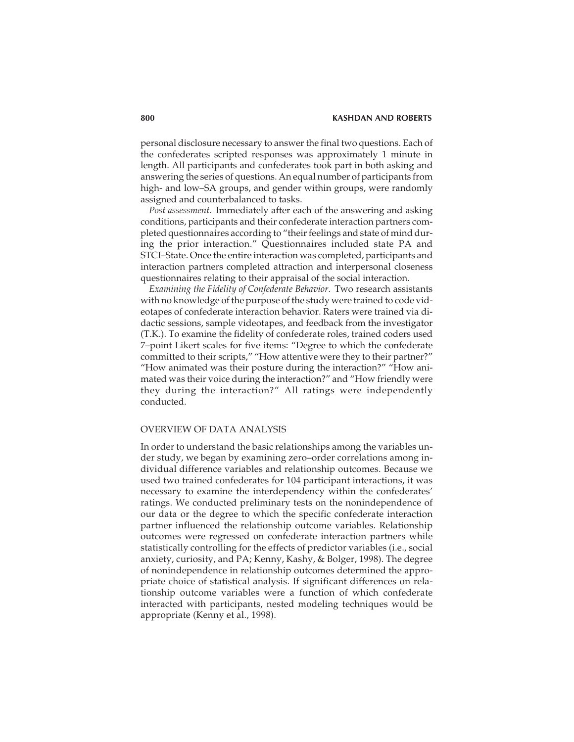personal disclosure necessary to answer the final two questions. Each of the confederates scripted responses was approximately 1 minute in length. All participants and confederates took part in both asking and answering the series of questions. An equal number of participants from high- and low–SA groups, and gender within groups, were randomly assigned and counterbalanced to tasks.

*Post assessment.* Immediately after each of the answering and asking conditions, participants and their confederate interaction partners completed questionnaires according to "their feelings and state of mind during the prior interaction." Questionnaires included state PA and STCI–State. Once the entire interaction was completed, participants and interaction partners completed attraction and interpersonal closeness questionnaires relating to their appraisal of the social interaction.

*Examining the Fidelity of Confederate Behavior.* Two research assistants with no knowledge of the purpose of the study were trained to code videotapes of confederate interaction behavior. Raters were trained via didactic sessions, sample videotapes, and feedback from the investigator (T.K.). To examine the fidelity of confederate roles, trained coders used 7–point Likert scales for five items: "Degree to which the confederate committed to their scripts," "How attentive were they to their partner?" "How animated was their posture during the interaction?" "How animated was their voice during the interaction?" and "How friendly were they during the interaction?" All ratings were independently conducted.

## OVERVIEW OF DATA ANALYSIS

In order to understand the basic relationships among the variables under study, we began by examining zero–order correlations among individual difference variables and relationship outcomes. Because we used two trained confederates for 104 participant interactions, it was necessary to examine the interdependency within the confederates' ratings. We conducted preliminary tests on the nonindependence of our data or the degree to which the specific confederate interaction partner influenced the relationship outcome variables. Relationship outcomes were regressed on confederate interaction partners while statistically controlling for the effects of predictor variables (i.e., social anxiety, curiosity, and PA; Kenny, Kashy, & Bolger, 1998). The degree of nonindependence in relationship outcomes determined the appropriate choice of statistical analysis. If significant differences on relationship outcome variables were a function of which confederate interacted with participants, nested modeling techniques would be appropriate (Kenny et al., 1998).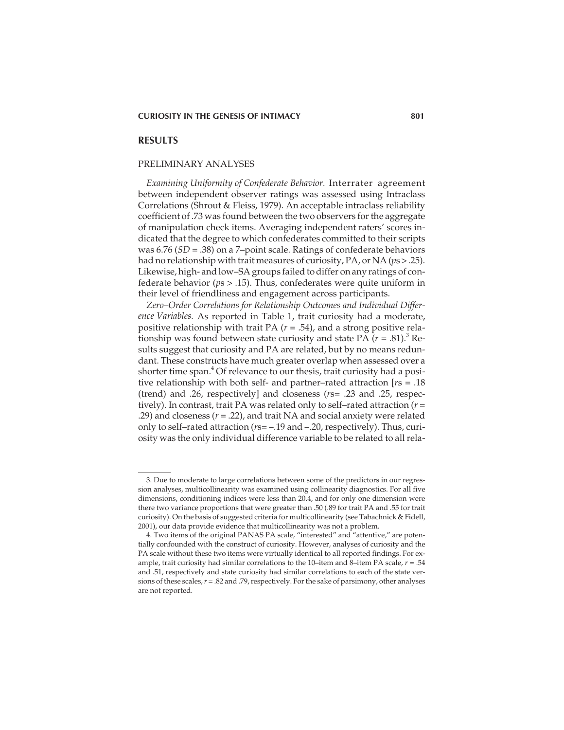## RESULTS

### PRELIMINARY ANALYSES

*Examining Uniformity of Confederate Behavior.* Interrater agreement between independent observer ratings was assessed using Intraclass Correlations (Shrout & Fleiss, 1979). An acceptable intraclass reliability coefficient of .73 was found between the two observers for the aggregate of manipulation check items. Averaging independent raters' scores indicated that the degree to which confederates committed to their scripts was 6.76 ($SD$ = .38) on a 7–point scale. Ratings of confederate behaviors had no relationship with trait measures of curiosity, PA, or NA ($p$s > .25). Likewise, high- and low–SA groups failed to differ on any ratings of confederate behavior ($p$s > .15). Thus, confederates were quite uniform in their level of friendliness and engagement across participants.

*Zero–Order Correlations for Relationship Outcomes and Individual Difference Variables.* As reported in Table 1, trait curiosity had a moderate, positive relationship with trait PA ($r$ = .54), and a strong positive relationship was found between state curiosity and state PA ($r$ = .81).[3] Results suggest that curiosity and PA are related, but by no means redundant. These constructs have much greater overlap when assessed over a shorter time span.[4] Of relevance to our thesis, trait curiosity had a positive relationship with both self- and partner–rated attraction [$r$s = .18 (trend) and .26, respectively] and closeness ($r$s= .23 and .25, respectively). In contrast, trait PA was related only to self–rated attraction ($r$ = .29) and closeness ($r$ = .22), and trait NA and social anxiety were related only to self–rated attraction ($r$s= –.19 and –.20, respectively). Thus, curiosity was the only individual difference variable to be related to all rela-

3. Due to moderate to large correlations between some of the predictors in our regression analyses, multicollinearity was examined using collinearity diagnostics. For all five dimensions, conditioning indices were less than 20.4, and for only one dimension were there two variance proportions that were greater than .50 (.89 for trait PA and .55 for trait curiosity). On the basis of suggested criteria for multicollinearity (see Tabachnick & Fidell, 2001), our data provide evidence that multicollinearity was not a problem.

4. Two items of the original PANAS PA scale, "interested" and "attentive," are potentially confounded with the construct of curiosity. However, analyses of curiosity and the PA scale without these two items were virtually identical to all reported findings. For example, trait curiosity had similar correlations to the 10–item and 8–item PA scale, $r$ = .54 and .51, respectively and state curiosity had similar correlations to each of the state versions of these scales, $r$ = .82 and .79, respectively. For the sake of parsimony, other analyses are not reported.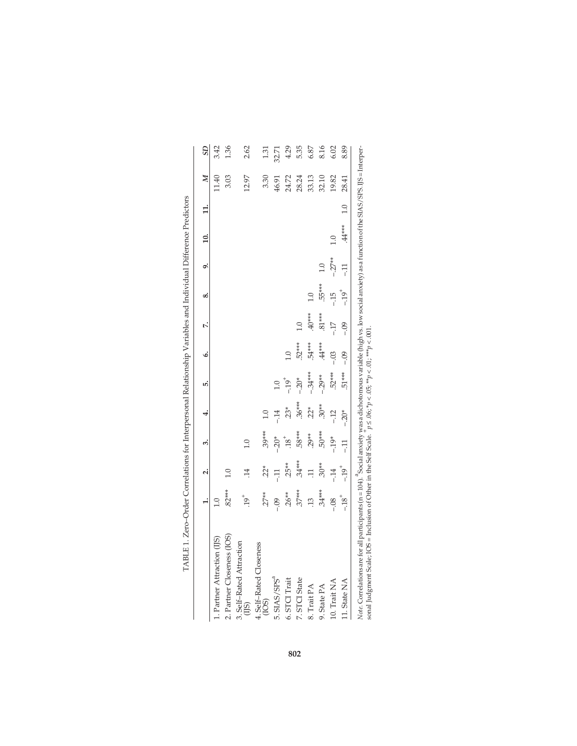TABLE 1. Zero-Order Correlations for Interpersonal Relationship Variables and Individual Difference Predictors

| | 1. | 2. | 3. | 4. | 5. | 6. | 7. | 8. | 9. | 10. | 11. | *M* | *SD* |
|---|---|---|---|---|---|---|---|---|---|---|---|---|---|
| 1. Partner Attraction (IJS) | 1.0 | | | | | | | | | | | 11.40 | 3.42 |
| 2. Partner Closeness (IOS) | .82*** | 1.0 | | | | | | | | | | 3.03 | 1.36 |
| 3. Self-Rated Attraction (IJS) | .19⁺ | .14 | 1.0 | | | | | | | | | 12.97 | 2.62 |
| 4. Self-Rated Closeness (IOS) | .27** | .22* | .39*** | 1.0 | | | | | | | | 3.30 | 1.31 |
| 5. SIAS/SPS[a] | -.09 | -.11 | -.20* | -.14 | 1.0 | | | | | | | 46.91 | 32.71 |
| 6. STCI Trait | .26** | .25** | .18⁺ | .23* | -.19⁺ | 1.0 | | | | | | 24.72 | 4.29 |
| 7. STCI State | .37*** | .34*** | .58*** | .36*** | -.20* | .52*** | 1.0 | | | | | 28.24 | 5.35 |
| 8. Trait PA | .13 | .11 | .29** | .22* | -.34*** | .54*** | .40*** | 1.0 | | | | 33.13 | 6.87 |
| 9. State PA | .34*** | .30** | .50*** | .30** | -.29** | .44*** | .81*** | .55*** | 1.0 | | | 32.10 | 8.16 |
| 10. Trait NA | -.08 | -.14 | -.19* | -.12 | .52*** | -.03 | -.17 | -.15 | -.27** | 1.0 | | 19.82 | 6.02 |
| 11. State NA | -.18⁺ | -.19⁺ | -.11 | -.20* | .51*** | -.09 | -.09 | -.19⁺ | -.11 | .44*** | 1.0 | 28.41 | 8.89 |

*Note*. Correlations are for all participants (n = 104). [a]Social anxiety was a dichotomous variable (high vs. low social anxiety) as a function of the SIAS/SPS. IJS = Interpersonal Judgment Scale; IOS = Inclusion of Other in the Self Scale. ⁺$p \leq .06$; \*$p < .05$; \*\*$p < .01$; \*\*\*$p < .001$.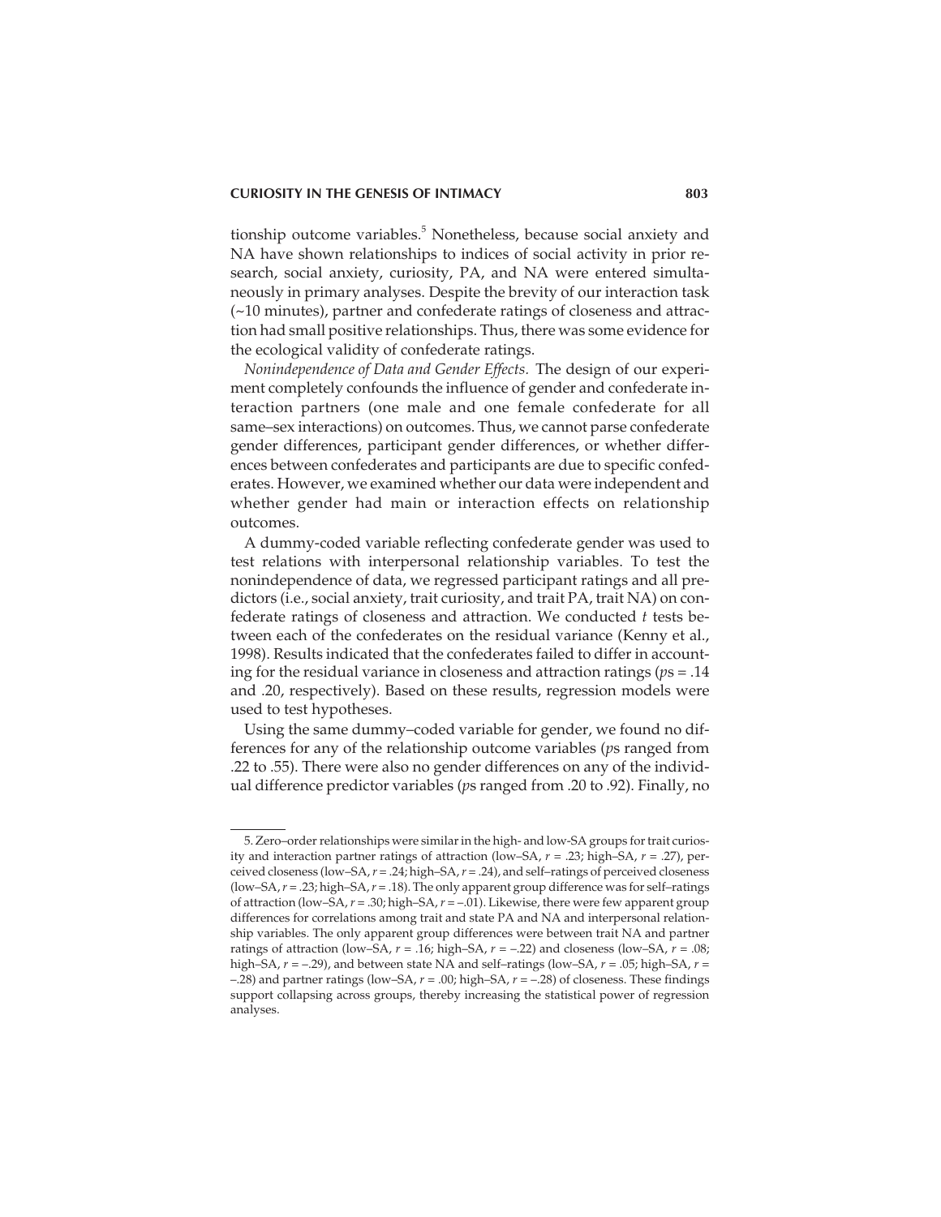tionship outcome variables.[5] Nonetheless, because social anxiety and NA have shown relationships to indices of social activity in prior research, social anxiety, curiosity, PA, and NA were entered simultaneously in primary analyses. Despite the brevity of our interaction task (~10 minutes), partner and confederate ratings of closeness and attraction had small positive relationships. Thus, there was some evidence for the ecological validity of confederate ratings.

*Nonindependence of Data and Gender Effects.* The design of our experiment completely confounds the influence of gender and confederate interaction partners (one male and one female confederate for all same–sex interactions) on outcomes. Thus, we cannot parse confederate gender differences, participant gender differences, or whether differences between confederates and participants are due to specific confederates. However, we examined whether our data were independent and whether gender had main or interaction effects on relationship outcomes.

A dummy-coded variable reflecting confederate gender was used to test relations with interpersonal relationship variables. To test the nonindependence of data, we regressed participant ratings and all predictors (i.e., social anxiety, trait curiosity, and trait PA, trait NA) on confederate ratings of closeness and attraction. We conducted *t* tests between each of the confederates on the residual variance (Kenny et al., 1998). Results indicated that the confederates failed to differ in accounting for the residual variance in closeness and attraction ratings (*p*s = .14 and .20, respectively). Based on these results, regression models were used to test hypotheses.

Using the same dummy–coded variable for gender, we found no differences for any of the relationship outcome variables (*p*s ranged from .22 to .55). There were also no gender differences on any of the individual difference predictor variables (*p*s ranged from .20 to .92). Finally, no

---

5. Zero–order relationships were similar in the high- and low-SA groups for trait curiosity and interaction partner ratings of attraction (low–SA, $r$ = .23; high–SA, $r$ = .27), perceived closeness (low–SA, $r$ = .24; high–SA, $r$ = .24), and self–ratings of perceived closeness (low–SA, $r$ = .23; high–SA, $r$ = .18). The only apparent group difference was for self–ratings of attraction (low–SA, $r$ = .30; high–SA, $r$ = –.01). Likewise, there were few apparent group differences for correlations among trait and state PA and NA and interpersonal relationship variables. The only apparent group differences were between trait NA and partner ratings of attraction (low–SA, $r$ = .16; high–SA, $r$ = –.22) and closeness (low–SA, $r$ = .08; high–SA, $r$ = –.29), and between state NA and self–ratings (low–SA, $r$ = .05; high–SA, $r$ = –.28) and partner ratings (low–SA, $r$ = .00; high–SA, $r$ = –.28) of closeness. These findings support collapsing across groups, thereby increasing the statistical power of regression analyses.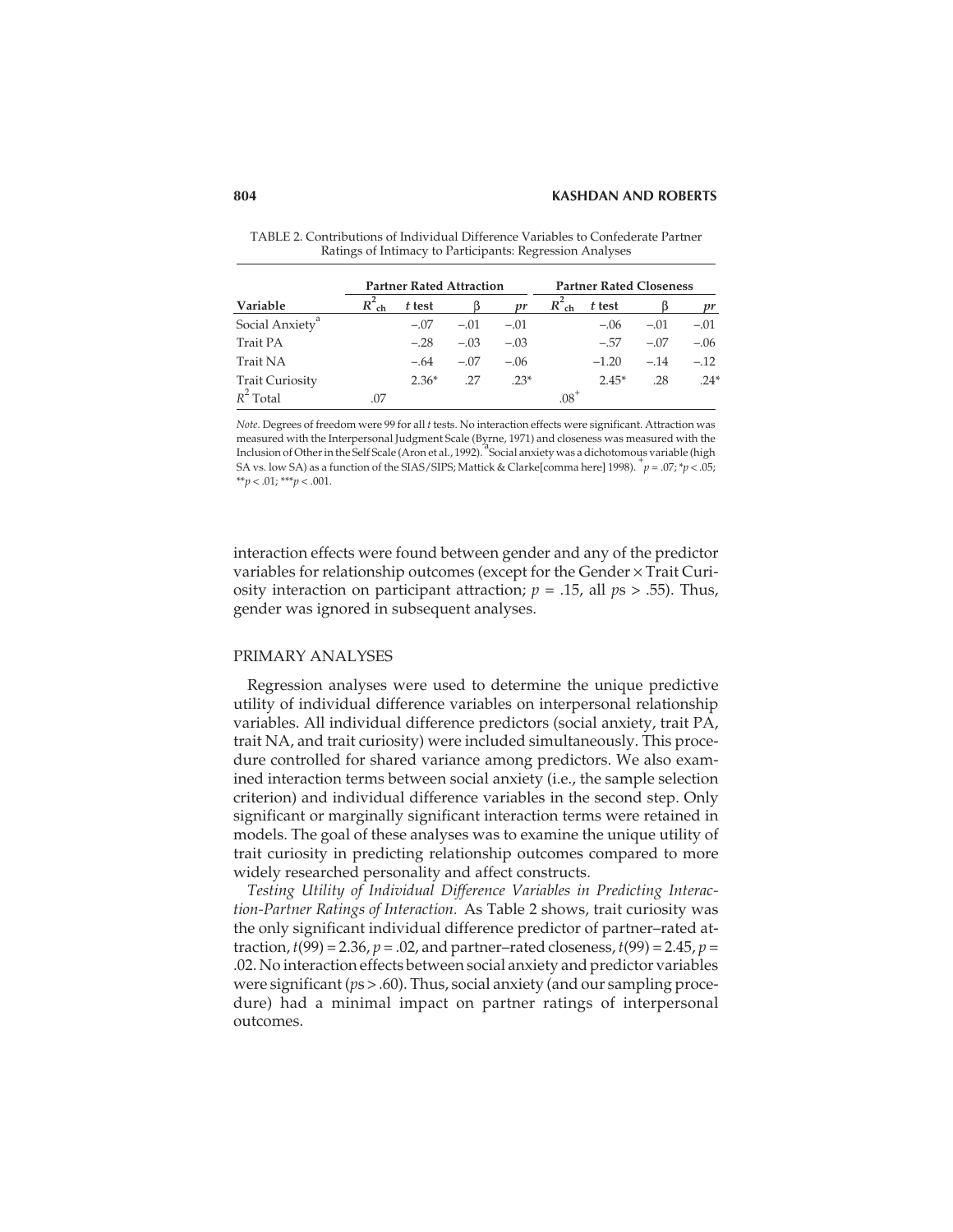TABLE 2. Contributions of Individual Difference Variables to Confederate Partner Ratings of Intimacy to Participants: Regression Analyses

| | Partner Rated Attraction | | | | Partner Rated Closeness | | | |
|---|---|---|---|---|---|---|---|---|
| Variable | $R^2_{ch}$ | *t* test | β | *pr* | $R^2_{ch}$ | *t* test | β | *pr* |
| Social Anxiety[a] | | –.07 | –.01 | –.01 | | –.06 | –.01 | –.01 |
| Trait PA | | –.28 | –.03 | –.03 | | –.57 | –.07 | –.06 |
| Trait NA | | –.64 | –.07 | –.06 | | –1.20 | –.14 | –.12 |
| Trait Curiosity | | 2.36* | .27 | .23* | | 2.45* | .28 | .24* |
| $R^2$ Total | .07 | | | | .08[+] | | | |

*Note*. Degrees of freedom were 99 for all *t* tests. No interaction effects were significant. Attraction was measured with the Interpersonal Judgment Scale (Byrne, 1971) and closeness was measured with the Inclusion of Other in the Self Scale (Aron et al., 1992). [a]Social anxiety was a dichotomous variable (high SA vs. low SA) as a function of the SIAS/SIPS; Mattick & Clarke[comma here] 1998). [+]$p = .07$; *$p < .05$; **$p < .01$; ***$p < .001$.

interaction effects were found between gender and any of the predictor variables for relationship outcomes (except for the Gender × Trait Curiosity interaction on participant attraction; $p = .15$, all $p$s > .55). Thus, gender was ignored in subsequent analyses.

## PRIMARY ANALYSES

Regression analyses were used to determine the unique predictive utility of individual difference variables on interpersonal relationship variables. All individual difference predictors (social anxiety, trait PA, trait NA, and trait curiosity) were included simultaneously. This procedure controlled for shared variance among predictors. We also examined interaction terms between social anxiety (i.e., the sample selection criterion) and individual difference variables in the second step. Only significant or marginally significant interaction terms were retained in models. The goal of these analyses was to examine the unique utility of trait curiosity in predicting relationship outcomes compared to more widely researched personality and affect constructs.

*Testing Utility of Individual Difference Variables in Predicting Interaction-Partner Ratings of Interaction.* As Table 2 shows, trait curiosity was the only significant individual difference predictor of partner–rated attraction, $t(99) = 2.36$, $p = .02$, and partner–rated closeness, $t(99) = 2.45$, $p = .02$. No interaction effects between social anxiety and predictor variables were significant ($p$s > .60). Thus, social anxiety (and our sampling procedure) had a minimal impact on partner ratings of interpersonal outcomes.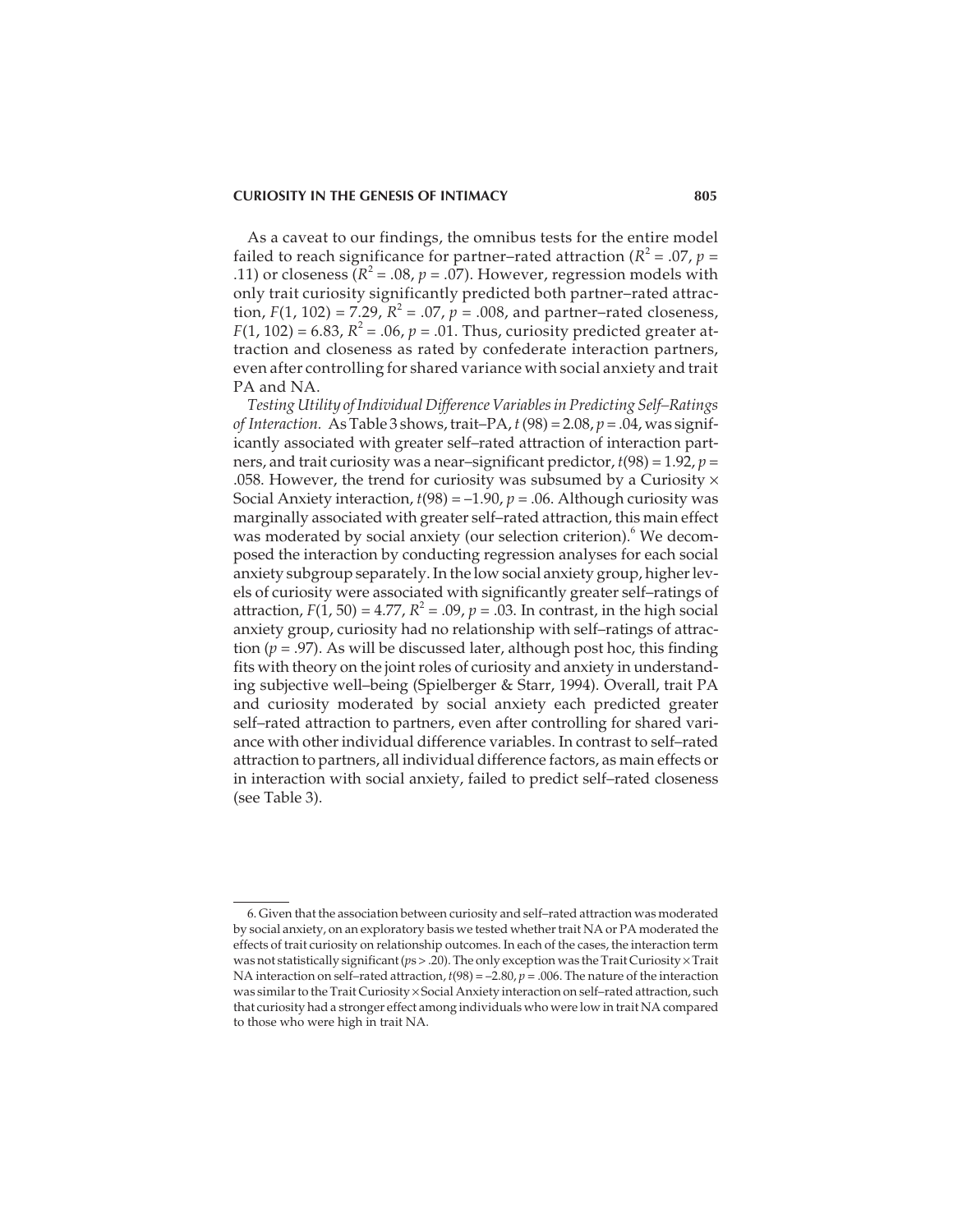As a caveat to our findings, the omnibus tests for the entire model failed to reach significance for partner–rated attraction ($R^2 = .07$, $p = .11$) or closeness ($R^2 = .08$, $p = .07$). However, regression models with only trait curiosity significantly predicted both partner–rated attraction, $F(1, 102) = 7.29$, $R^2 = .07$, $p = .008$, and partner–rated closeness, $F(1, 102) = 6.83$, $R^2 = .06$, $p = .01$. Thus, curiosity predicted greater attraction and closeness as rated by confederate interaction partners, even after controlling for shared variance with social anxiety and trait PA and NA.

*Testing Utility of Individual Difference Variables in Predicting Self–Ratings of Interaction.* As Table 3 shows, trait–PA, $t(98) = 2.08$, $p = .04$, was significantly associated with greater self–rated attraction of interaction partners, and trait curiosity was a near–significant predictor, $t(98) = 1.92$, $p = .058$. However, the trend for curiosity was subsumed by a Curiosity × Social Anxiety interaction, $t(98) = -1.90$, $p = .06$. Although curiosity was marginally associated with greater self–rated attraction, this main effect was moderated by social anxiety (our selection criterion).[6] We decomposed the interaction by conducting regression analyses for each social anxiety subgroup separately. In the low social anxiety group, higher levels of curiosity were associated with significantly greater self–ratings of attraction, $F(1, 50) = 4.77$, $R^2 = .09$, $p = .03$. In contrast, in the high social anxiety group, curiosity had no relationship with self–ratings of attraction ($p = .97$). As will be discussed later, although post hoc, this finding fits with theory on the joint roles of curiosity and anxiety in understanding subjective well–being (Spielberger & Starr, 1994). Overall, trait PA and curiosity moderated by social anxiety each predicted greater self–rated attraction to partners, even after controlling for shared variance with other individual difference variables. In contrast to self–rated attraction to partners, all individual difference factors, as main effects or in interaction with social anxiety, failed to predict self–rated closeness (see Table 3).

6. Given that the association between curiosity and self–rated attraction was moderated by social anxiety, on an exploratory basis we tested whether trait NA or PA moderated the effects of trait curiosity on relationship outcomes. In each of the cases, the interaction term was not statistically significant ($p$s > .20). The only exception was the Trait Curiosity × Trait NA interaction on self–rated attraction, $t(98) = -2.80$, $p = .006$. The nature of the interaction was similar to the Trait Curiosity × Social Anxiety interaction on self–rated attraction, such that curiosity had a stronger effect among individuals who were low in trait NA compared to those who were high in trait NA.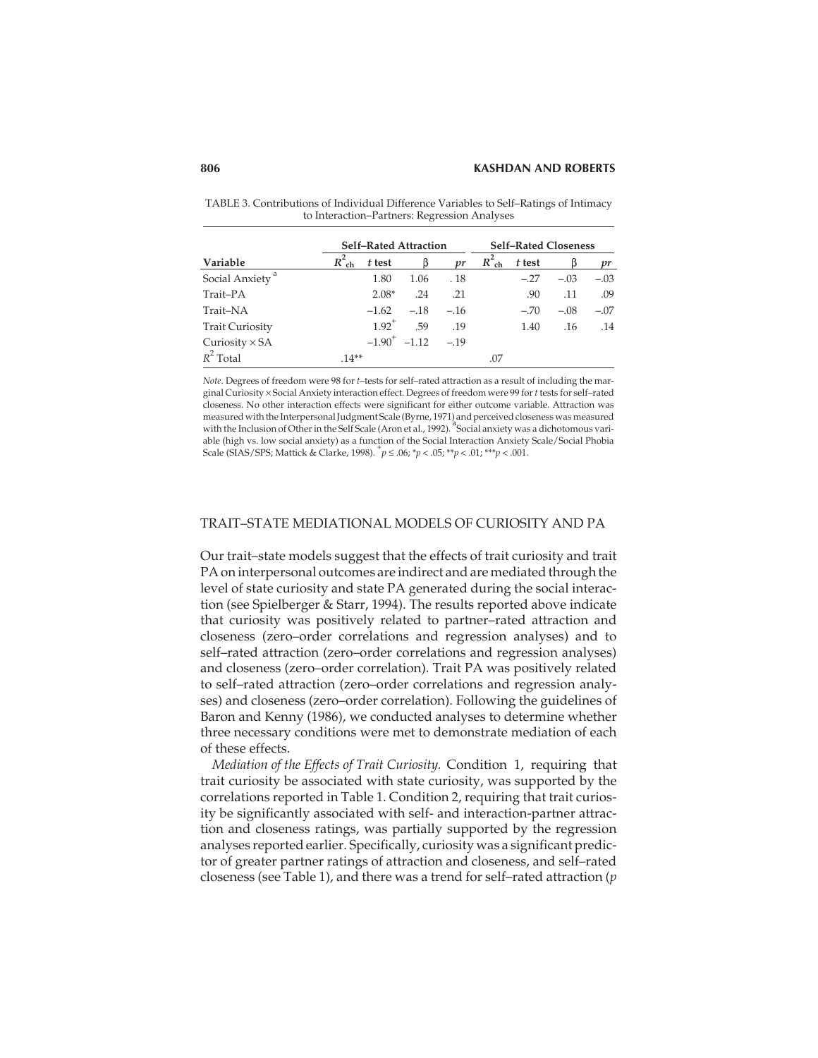TABLE 3. Contributions of Individual Difference Variables to Self–Ratings of Intimacy to Interaction–Partners: Regression Analyses

| | Self–Rated Attraction | | | | Self–Rated Closeness | | | |
|---|---|---|---|---|---|---|---|---|
| Variable | $R^2_{ch}$ | *t* test | β | *pr* | $R^2_{ch}$ | *t* test | β | *pr* |
| Social Anxiety [a] | | 1.80 | 1.06 | .18 | | –.27 | –.03 | –.03 |
| Trait–PA | | 2.08* | .24 | .21 | | .90 | .11 | .09 |
| Trait–NA | | –1.62 | –.18 | –.16 | | –.70 | –.08 | –.07 |
| Trait Curiosity | | 1.92[+] | .59 | .19 | | 1.40 | .16 | .14 |
| Curiosity × SA | | –1.90[+] | –1.12 | –.19 | | | | |
| $R^2$ Total | .14** | | | | .07 | | | |

*Note.* Degrees of freedom were 98 for *t*–tests for self–rated attraction as a result of including the marginal Curiosity × Social Anxiety interaction effect. Degrees of freedom were 99 for *t* tests for self–rated closeness. No other interaction effects were significant for either outcome variable. Attraction was measured with the Interpersonal Judgment Scale (Byrne, 1971) and perceived closeness was measured with the Inclusion of Other in the Self Scale (Aron et al., 1992). [a]Social anxiety was a dichotomous variable (high vs. low social anxiety) as a function of the Social Interaction Anxiety Scale/Social Phobia Scale (SIAS/SPS; Mattick & Clarke, 1998). [+]$p \leq .06$; \*$p < .05$; \*\*$p < .01$; \*\*\*$p < .001$.

## TRAIT–STATE MEDIATIONAL MODELS OF CURIOSITY AND PA

Our trait–state models suggest that the effects of trait curiosity and trait PA on interpersonal outcomes are indirect and are mediated through the level of state curiosity and state PA generated during the social interaction (see Spielberger & Starr, 1994). The results reported above indicate that curiosity was positively related to partner–rated attraction and closeness (zero–order correlations and regression analyses) and to self–rated attraction (zero–order correlations and regression analyses) and closeness (zero–order correlation). Trait PA was positively related to self–rated attraction (zero–order correlations and regression analyses) and closeness (zero–order correlation). Following the guidelines of Baron and Kenny (1986), we conducted analyses to determine whether three necessary conditions were met to demonstrate mediation of each of these effects.

*Mediation of the Effects of Trait Curiosity.* Condition 1, requiring that trait curiosity be associated with state curiosity, was supported by the correlations reported in Table 1. Condition 2, requiring that trait curiosity be significantly associated with self- and interaction-partner attraction and closeness ratings, was partially supported by the regression analyses reported earlier. Specifically, curiosity was a significant predictor of greater partner ratings of attraction and closeness, and self–rated closeness (see Table 1), and there was a trend for self–rated attraction (*p*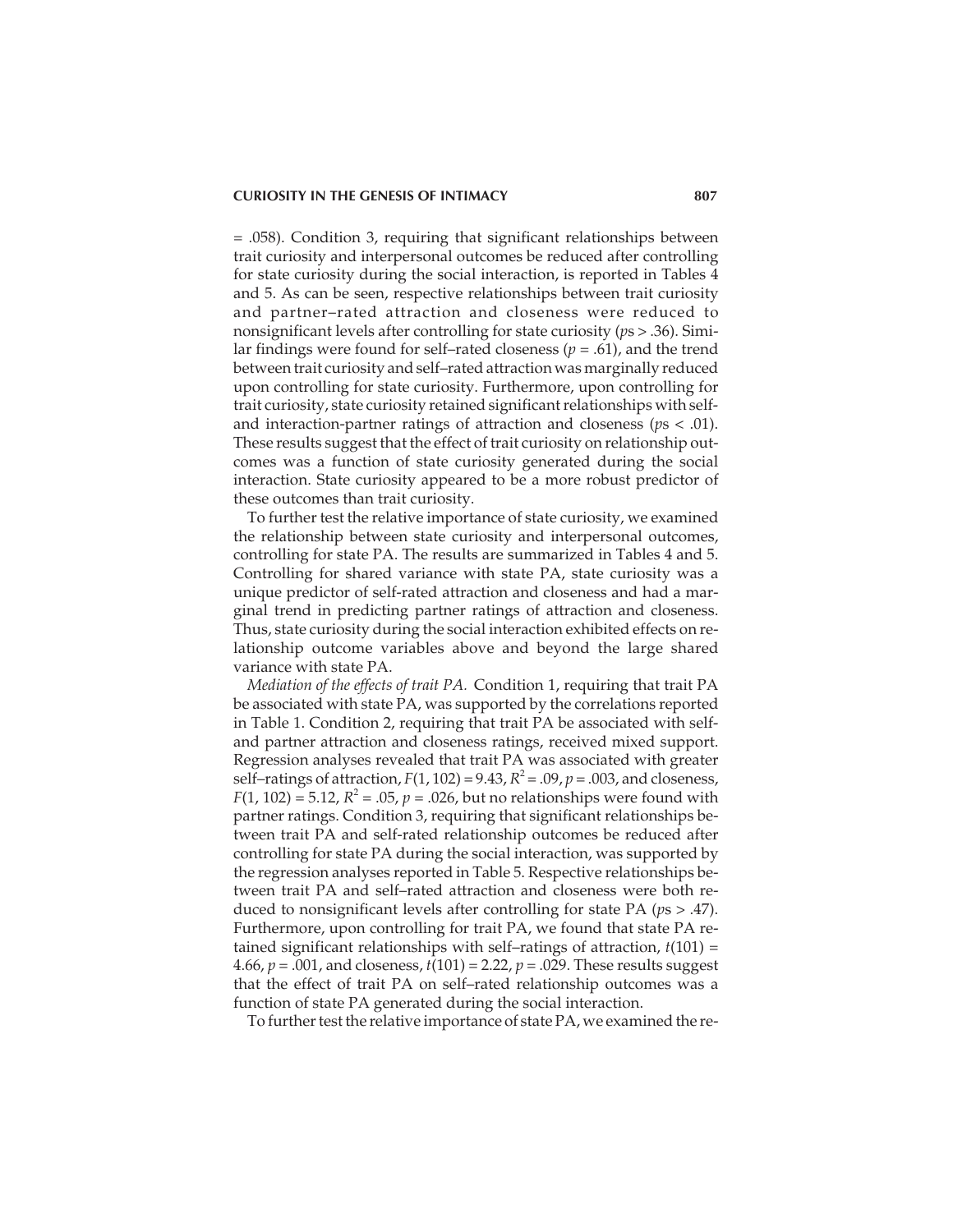= .058). Condition 3, requiring that significant relationships between trait curiosity and interpersonal outcomes be reduced after controlling for state curiosity during the social interaction, is reported in Tables 4 and 5. As can be seen, respective relationships between trait curiosity and partner–rated attraction and closeness were reduced to nonsignificant levels after controlling for state curiosity ($p$s > .36). Similar findings were found for self–rated closeness ($p$ = .61), and the trend between trait curiosity and self–rated attraction was marginally reduced upon controlling for state curiosity. Furthermore, upon controlling for trait curiosity, state curiosity retained significant relationships with self- and interaction-partner ratings of attraction and closeness ($p$s < .01). These results suggest that the effect of trait curiosity on relationship outcomes was a function of state curiosity generated during the social interaction. State curiosity appeared to be a more robust predictor of these outcomes than trait curiosity.

To further test the relative importance of state curiosity, we examined the relationship between state curiosity and interpersonal outcomes, controlling for state PA. The results are summarized in Tables 4 and 5. Controlling for shared variance with state PA, state curiosity was a unique predictor of self-rated attraction and closeness and had a marginal trend in predicting partner ratings of attraction and closeness. Thus, state curiosity during the social interaction exhibited effects on relationship outcome variables above and beyond the large shared variance with state PA.

*Mediation of the effects of trait PA.* Condition 1, requiring that trait PA be associated with state PA, was supported by the correlations reported in Table 1. Condition 2, requiring that trait PA be associated with self- and partner attraction and closeness ratings, received mixed support. Regression analyses revealed that trait PA was associated with greater self–ratings of attraction, $F(1, 102) = 9.43$, $R^2 = .09$, $p = .003$, and closeness, $F(1, 102) = 5.12$, $R^2 = .05$, $p = .026$, but no relationships were found with partner ratings. Condition 3, requiring that significant relationships between trait PA and self-rated relationship outcomes be reduced after controlling for state PA during the social interaction, was supported by the regression analyses reported in Table 5. Respective relationships between trait PA and self–rated attraction and closeness were both reduced to nonsignificant levels after controlling for state PA ($p$s > .47). Furthermore, upon controlling for trait PA, we found that state PA retained significant relationships with self–ratings of attraction, $t(101) = 4.66$, $p = .001$, and closeness, $t(101) = 2.22$, $p = .029$. These results suggest that the effect of trait PA on self–rated relationship outcomes was a function of state PA generated during the social interaction.

To further test the relative importance of state PA, we examined the re-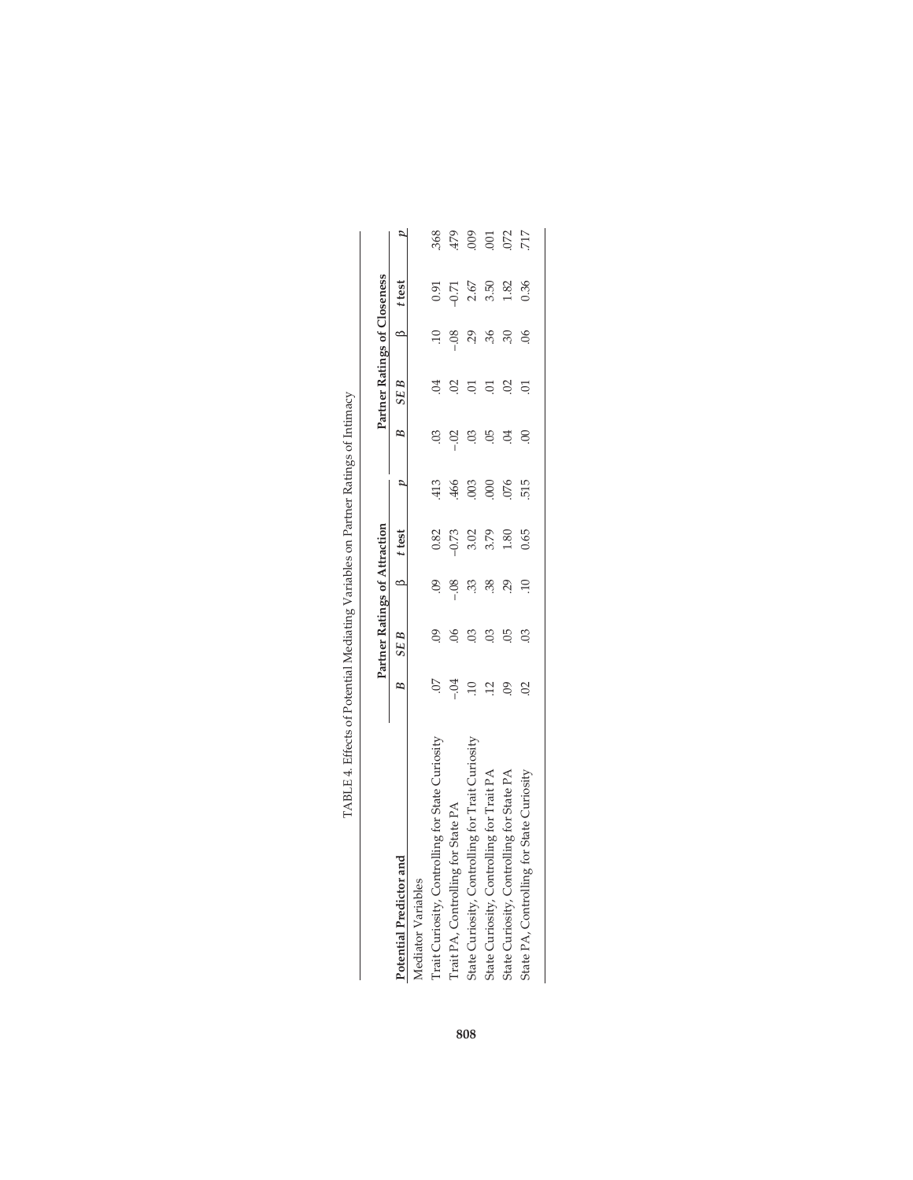TABLE 4. Effects of Potential Mediating Variables on Partner Ratings of Intimacy

| Potential Predictor and | Partner Ratings of Attraction | | | | | Partner Ratings of Closeness | | | | |
|---|---|---|---|---|---|---|---|---|---|---|
| | *B* | *SE B* | β | *t* test | *p* | *B* | *SE B* | β | *t* test | *p* |
| Mediator Variables | | | | | | | | | | |
| Trait Curiosity, Controlling for State Curiosity | .07 | .09 | .09 | 0.82 | .413 | .03 | .04 | .10 | 0.91 | .368 |
| Trait PA, Controlling for State PA | –.04 | .06 | –.08 | –0.73 | .466 | –.02 | .02 | –.08 | –0.71 | .479 |
| State Curiosity, Controlling for Trait Curiosity | .10 | .03 | .33 | 3.02 | .003 | .03 | .01 | .29 | 2.67 | .009 |
| State Curiosity, Controlling for Trait PA | .12 | .03 | .38 | 3.79 | .000 | .05 | .01 | .36 | 3.50 | .001 |
| State Curiosity, Controlling for State PA | .09 | .05 | .29 | 1.80 | .076 | .04 | .02 | .30 | 1.82 | .072 |
| State PA, Controlling for State Curiosity | .02 | .03 | .10 | 0.65 | .515 | .00 | .01 | .06 | 0.36 | .717 |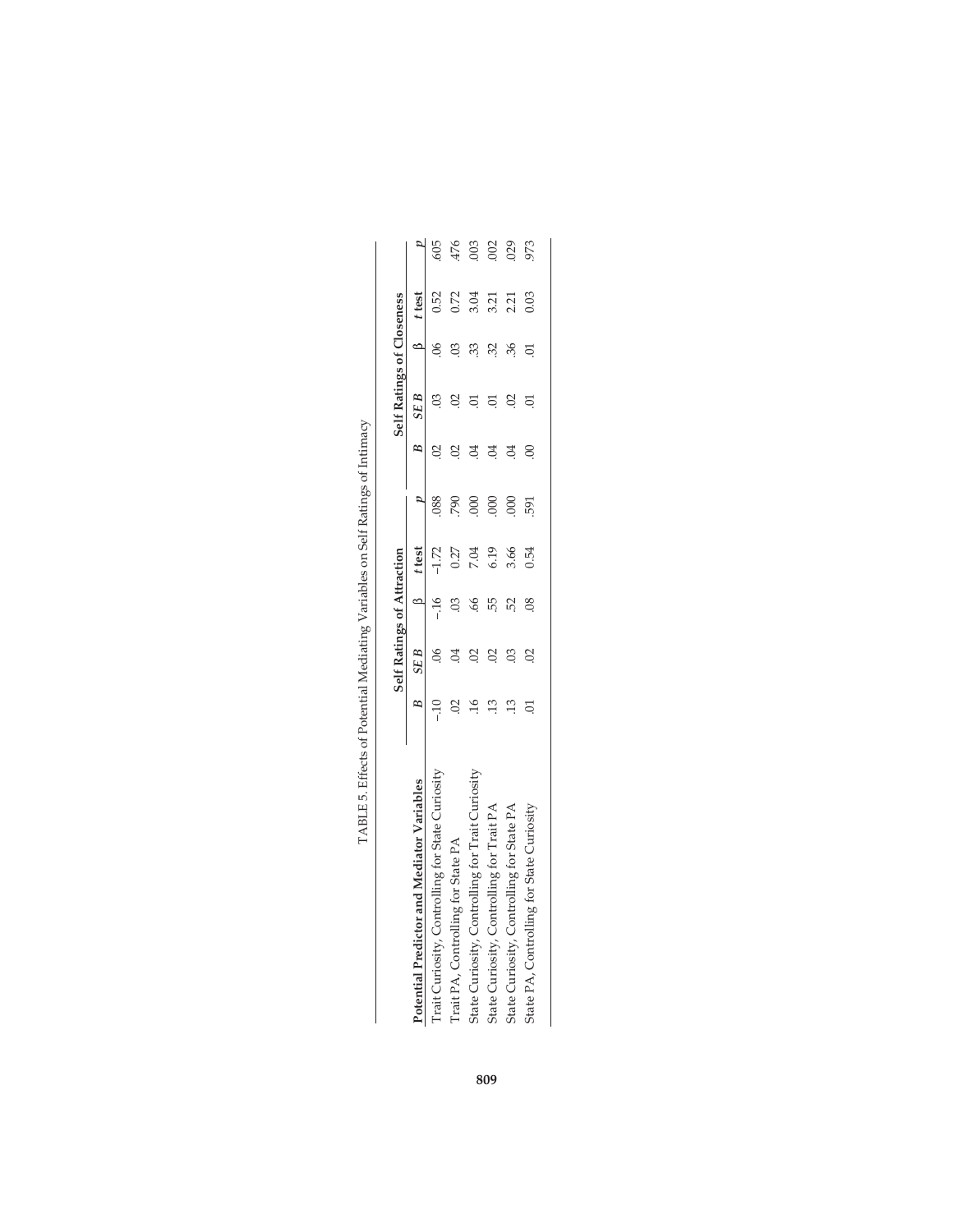TABLE 5. Effects of Potential Mediating Variables on Self Ratings of Intimacy

| Potential Predictor and Mediator Variables | Self Ratings of Attraction | | | | | Self Ratings of Closeness | | | | |
|---|---|---|---|---|---|---|---|---|---|---|
| | *B* | *SE B* | β | *t* test | *p* | *B* | *SE B* | β | *t* test | *p* |
| Trait Curiosity, Controlling for State Curiosity | –.10 | .06 | –.16 | –1.72 | .088 | .02 | .03 | .06 | 0.52 | .605 |
| Trait PA, Controlling for State PA | .02 | .04 | .03 | 0.27 | .790 | .02 | .02 | .03 | 0.72 | .476 |
| State Curiosity, Controlling for Trait Curiosity | .16 | .02 | .66 | 7.04 | .000 | .04 | .01 | .33 | 3.04 | .003 |
| State Curiosity, Controlling for Trait PA | .13 | .02 | .55 | 6.19 | .000 | .04 | .01 | .32 | 3.21 | .002 |
| State Curiosity, Controlling for State PA | .13 | .03 | .52 | 3.66 | .000 | .04 | .02 | .36 | 2.21 | .029 |
| State PA, Controlling for State Curiosity | .01 | .02 | .08 | 0.54 | .591 | .00 | .01 | .01 | 0.03 | .973 |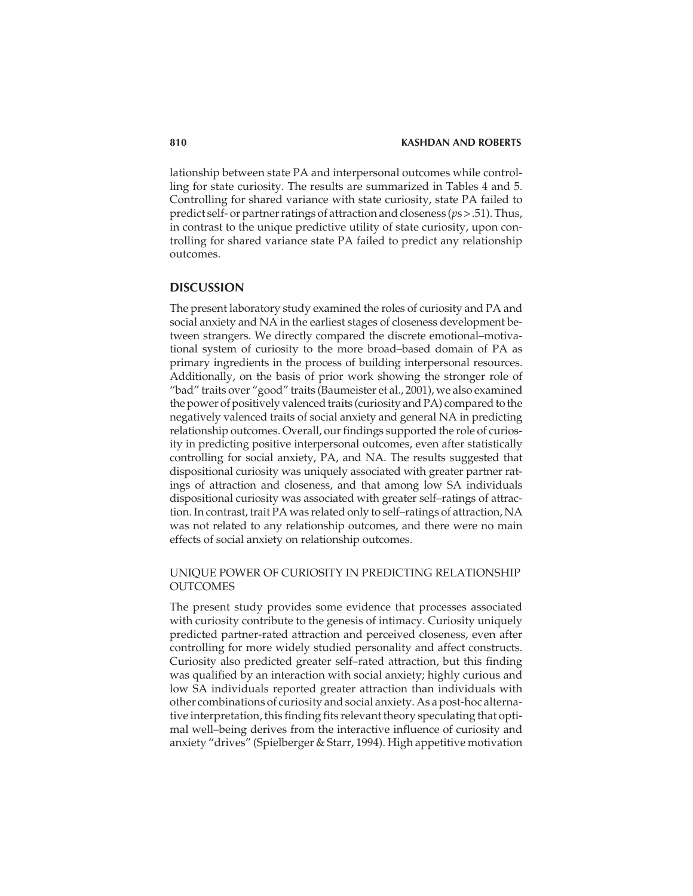lationship between state PA and interpersonal outcomes while controlling for state curiosity. The results are summarized in Tables 4 and 5. Controlling for shared variance with state curiosity, state PA failed to predict self- or partner ratings of attraction and closeness (*p*s > .51). Thus, in contrast to the unique predictive utility of state curiosity, upon controlling for shared variance state PA failed to predict any relationship outcomes.

## DISCUSSION

The present laboratory study examined the roles of curiosity and PA and social anxiety and NA in the earliest stages of closeness development between strangers. We directly compared the discrete emotional–motivational system of curiosity to the more broad–based domain of PA as primary ingredients in the process of building interpersonal resources. Additionally, on the basis of prior work showing the stronger role of "bad" traits over "good" traits (Baumeister et al., 2001), we also examined the power of positively valenced traits (curiosity and PA) compared to the negatively valenced traits of social anxiety and general NA in predicting relationship outcomes. Overall, our findings supported the role of curiosity in predicting positive interpersonal outcomes, even after statistically controlling for social anxiety, PA, and NA. The results suggested that dispositional curiosity was uniquely associated with greater partner ratings of attraction and closeness, and that among low SA individuals dispositional curiosity was associated with greater self–ratings of attraction. In contrast, trait PA was related only to self–ratings of attraction, NA was not related to any relationship outcomes, and there were no main effects of social anxiety on relationship outcomes.

### UNIQUE POWER OF CURIOSITY IN PREDICTING RELATIONSHIP OUTCOMES

The present study provides some evidence that processes associated with curiosity contribute to the genesis of intimacy. Curiosity uniquely predicted partner-rated attraction and perceived closeness, even after controlling for more widely studied personality and affect constructs. Curiosity also predicted greater self–rated attraction, but this finding was qualified by an interaction with social anxiety; highly curious and low SA individuals reported greater attraction than individuals with other combinations of curiosity and social anxiety. As a post-hoc alternative interpretation, this finding fits relevant theory speculating that optimal well–being derives from the interactive influence of curiosity and anxiety "drives" (Spielberger & Starr, 1994). High appetitive motivation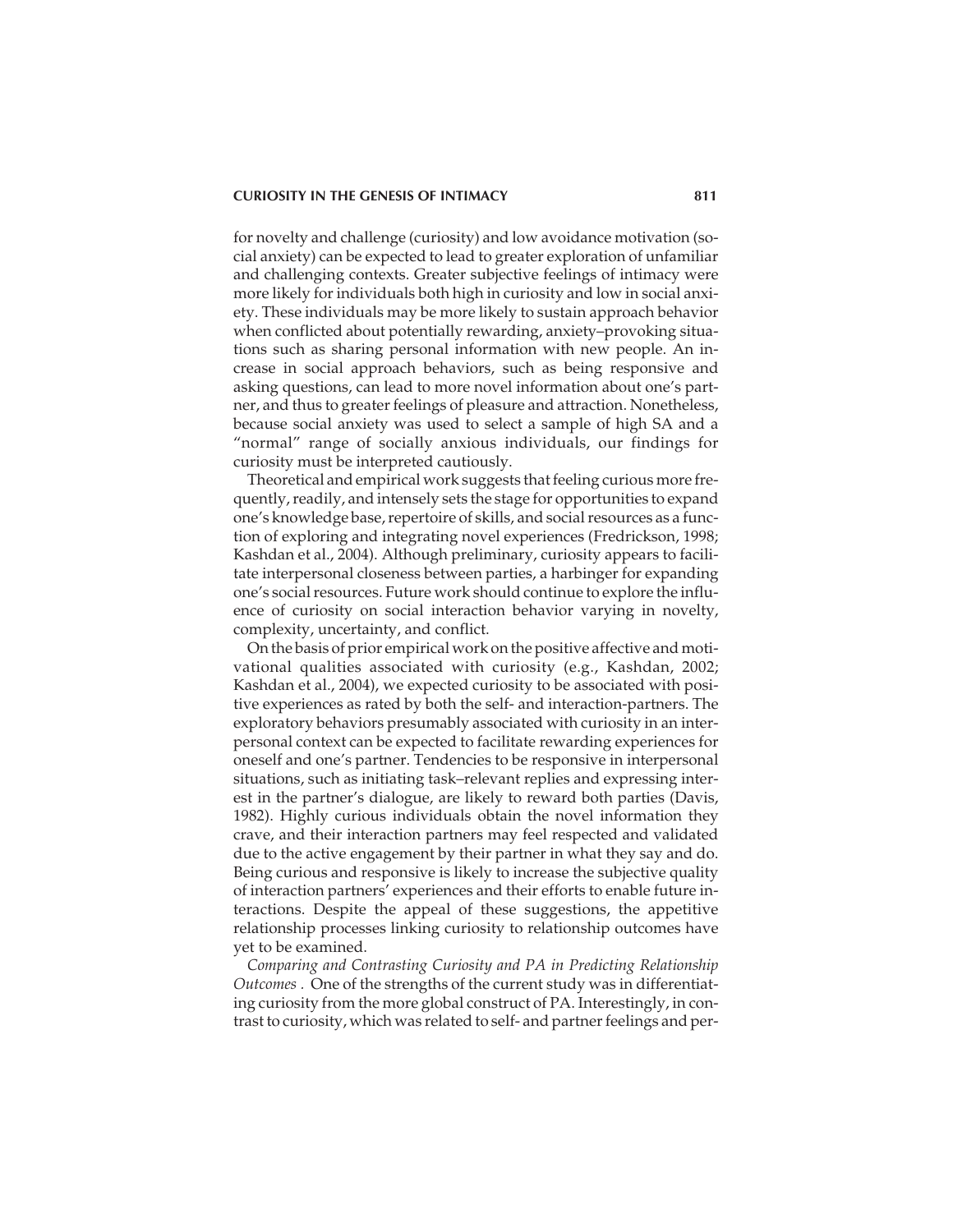for novelty and challenge (curiosity) and low avoidance motivation (social anxiety) can be expected to lead to greater exploration of unfamiliar and challenging contexts. Greater subjective feelings of intimacy were more likely for individuals both high in curiosity and low in social anxiety. These individuals may be more likely to sustain approach behavior when conflicted about potentially rewarding, anxiety–provoking situations such as sharing personal information with new people. An increase in social approach behaviors, such as being responsive and asking questions, can lead to more novel information about one's partner, and thus to greater feelings of pleasure and attraction. Nonetheless, because social anxiety was used to select a sample of high SA and a "normal" range of socially anxious individuals, our findings for curiosity must be interpreted cautiously.

Theoretical and empirical work suggests that feeling curious more frequently, readily, and intensely sets the stage for opportunities to expand one's knowledge base, repertoire of skills, and social resources as a function of exploring and integrating novel experiences (Fredrickson, 1998; Kashdan et al., 2004). Although preliminary, curiosity appears to facilitate interpersonal closeness between parties, a harbinger for expanding one's social resources. Future work should continue to explore the influence of curiosity on social interaction behavior varying in novelty, complexity, uncertainty, and conflict.

On the basis of prior empirical work on the positive affective and motivational qualities associated with curiosity (e.g., Kashdan, 2002; Kashdan et al., 2004), we expected curiosity to be associated with positive experiences as rated by both the self- and interaction-partners. The exploratory behaviors presumably associated with curiosity in an interpersonal context can be expected to facilitate rewarding experiences for oneself and one's partner. Tendencies to be responsive in interpersonal situations, such as initiating task–relevant replies and expressing interest in the partner's dialogue, are likely to reward both parties (Davis, 1982). Highly curious individuals obtain the novel information they crave, and their interaction partners may feel respected and validated due to the active engagement by their partner in what they say and do. Being curious and responsive is likely to increase the subjective quality of interaction partners' experiences and their efforts to enable future interactions. Despite the appeal of these suggestions, the appetitive relationship processes linking curiosity to relationship outcomes have yet to be examined.

*Comparing and Contrasting Curiosity and PA in Predicting Relationship Outcomes .* One of the strengths of the current study was in differentiating curiosity from the more global construct of PA. Interestingly, in contrast to curiosity, which was related to self- and partner feelings and per-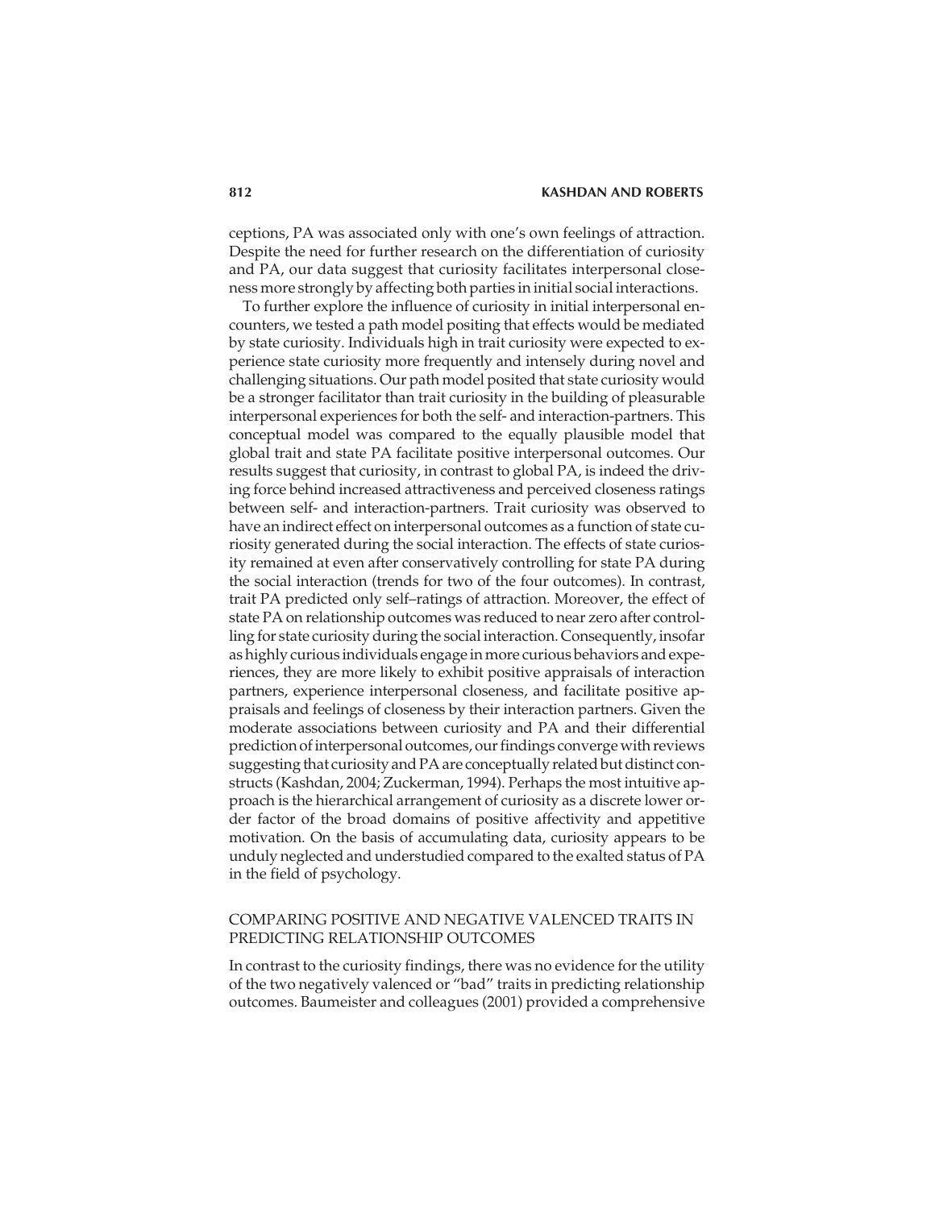ceptions, PA was associated only with one's own feelings of attraction. Despite the need for further research on the differentiation of curiosity and PA, our data suggest that curiosity facilitates interpersonal closeness more strongly by affecting both parties in initial social interactions.

To further explore the influence of curiosity in initial interpersonal encounters, we tested a path model positing that effects would be mediated by state curiosity. Individuals high in trait curiosity were expected to experience state curiosity more frequently and intensely during novel and challenging situations. Our path model posited that state curiosity would be a stronger facilitator than trait curiosity in the building of pleasurable interpersonal experiences for both the self- and interaction-partners. This conceptual model was compared to the equally plausible model that global trait and state PA facilitate positive interpersonal outcomes. Our results suggest that curiosity, in contrast to global PA, is indeed the driving force behind increased attractiveness and perceived closeness ratings between self- and interaction-partners. Trait curiosity was observed to have an indirect effect on interpersonal outcomes as a function of state curiosity generated during the social interaction. The effects of state curiosity remained at even after conservatively controlling for state PA during the social interaction (trends for two of the four outcomes). In contrast, trait PA predicted only self–ratings of attraction. Moreover, the effect of state PA on relationship outcomes was reduced to near zero after controlling for state curiosity during the social interaction. Consequently, insofar as highly curious individuals engage in more curious behaviors and experiences, they are more likely to exhibit positive appraisals of interaction partners, experience interpersonal closeness, and facilitate positive appraisals and feelings of closeness by their interaction partners. Given the moderate associations between curiosity and PA and their differential prediction of interpersonal outcomes, our findings converge with reviews suggesting that curiosity and PA are conceptually related but distinct constructs (Kashdan, 2004; Zuckerman, 1994). Perhaps the most intuitive approach is the hierarchical arrangement of curiosity as a discrete lower order factor of the broad domains of positive affectivity and appetitive motivation. On the basis of accumulating data, curiosity appears to be unduly neglected and understudied compared to the exalted status of PA in the field of psychology.

## COMPARING POSITIVE AND NEGATIVE VALENCED TRAITS IN PREDICTING RELATIONSHIP OUTCOMES

In contrast to the curiosity findings, there was no evidence for the utility of the two negatively valenced or "bad" traits in predicting relationship outcomes. Baumeister and colleagues (2001) provided a comprehensive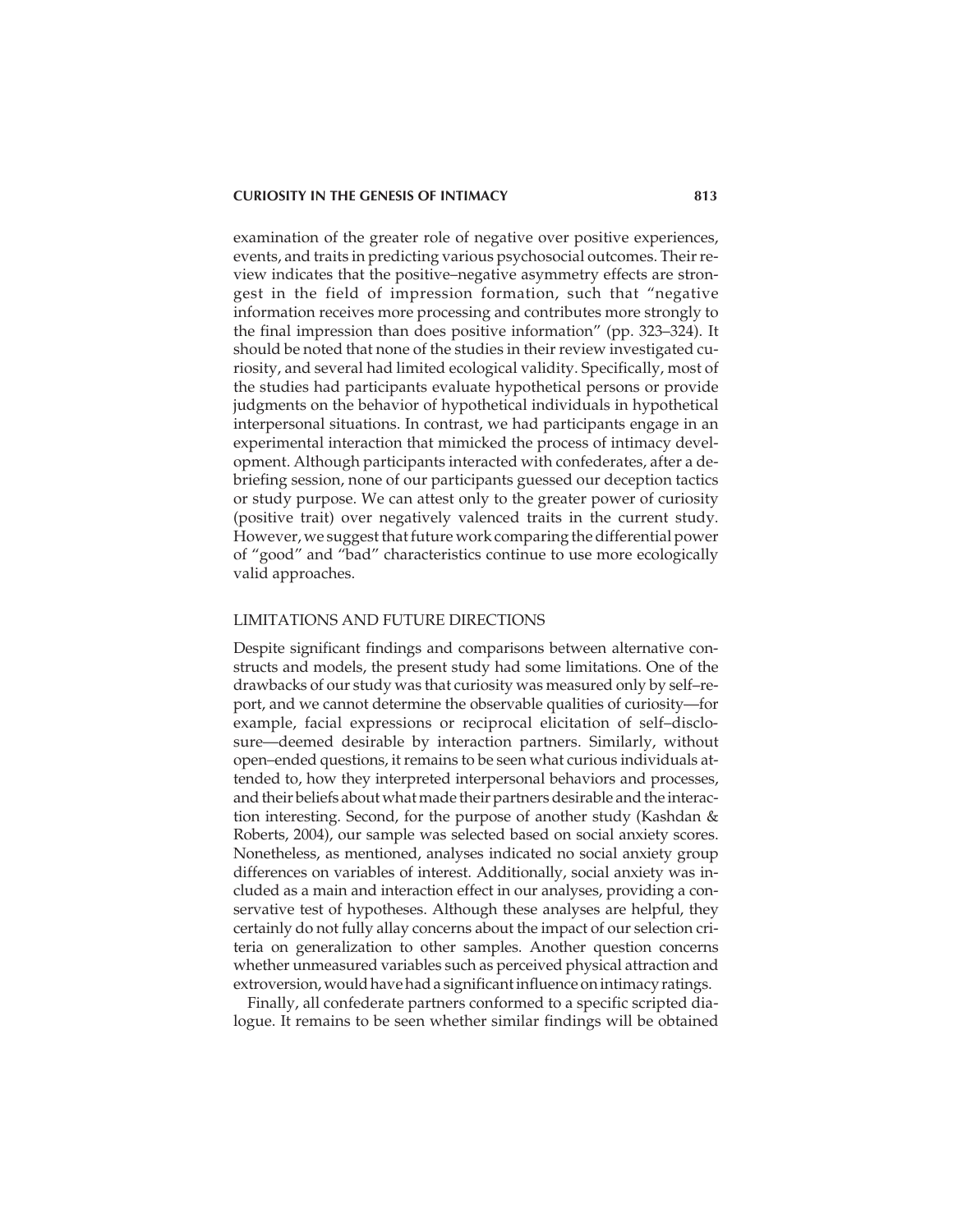examination of the greater role of negative over positive experiences, events, and traits in predicting various psychosocial outcomes. Their review indicates that the positive–negative asymmetry effects are strongest in the field of impression formation, such that "negative information receives more processing and contributes more strongly to the final impression than does positive information" (pp. 323–324). It should be noted that none of the studies in their review investigated curiosity, and several had limited ecological validity. Specifically, most of the studies had participants evaluate hypothetical persons or provide judgments on the behavior of hypothetical individuals in hypothetical interpersonal situations. In contrast, we had participants engage in an experimental interaction that mimicked the process of intimacy development. Although participants interacted with confederates, after a debriefing session, none of our participants guessed our deception tactics or study purpose. We can attest only to the greater power of curiosity (positive trait) over negatively valenced traits in the current study. However, we suggest that future work comparing the differential power of "good" and "bad" characteristics continue to use more ecologically valid approaches.

## LIMITATIONS AND FUTURE DIRECTIONS

Despite significant findings and comparisons between alternative constructs and models, the present study had some limitations. One of the drawbacks of our study was that curiosity was measured only by self–report, and we cannot determine the observable qualities of curiosity—for example, facial expressions or reciprocal elicitation of self–disclosure—deemed desirable by interaction partners. Similarly, without open–ended questions, it remains to be seen what curious individuals attended to, how they interpreted interpersonal behaviors and processes, and their beliefs about what made their partners desirable and the interaction interesting. Second, for the purpose of another study (Kashdan & Roberts, 2004), our sample was selected based on social anxiety scores. Nonetheless, as mentioned, analyses indicated no social anxiety group differences on variables of interest. Additionally, social anxiety was included as a main and interaction effect in our analyses, providing a conservative test of hypotheses. Although these analyses are helpful, they certainly do not fully allay concerns about the impact of our selection criteria on generalization to other samples. Another question concerns whether unmeasured variables such as perceived physical attraction and extroversion, would have had a significant influence on intimacy ratings.

Finally, all confederate partners conformed to a specific scripted dialogue. It remains to be seen whether similar findings will be obtained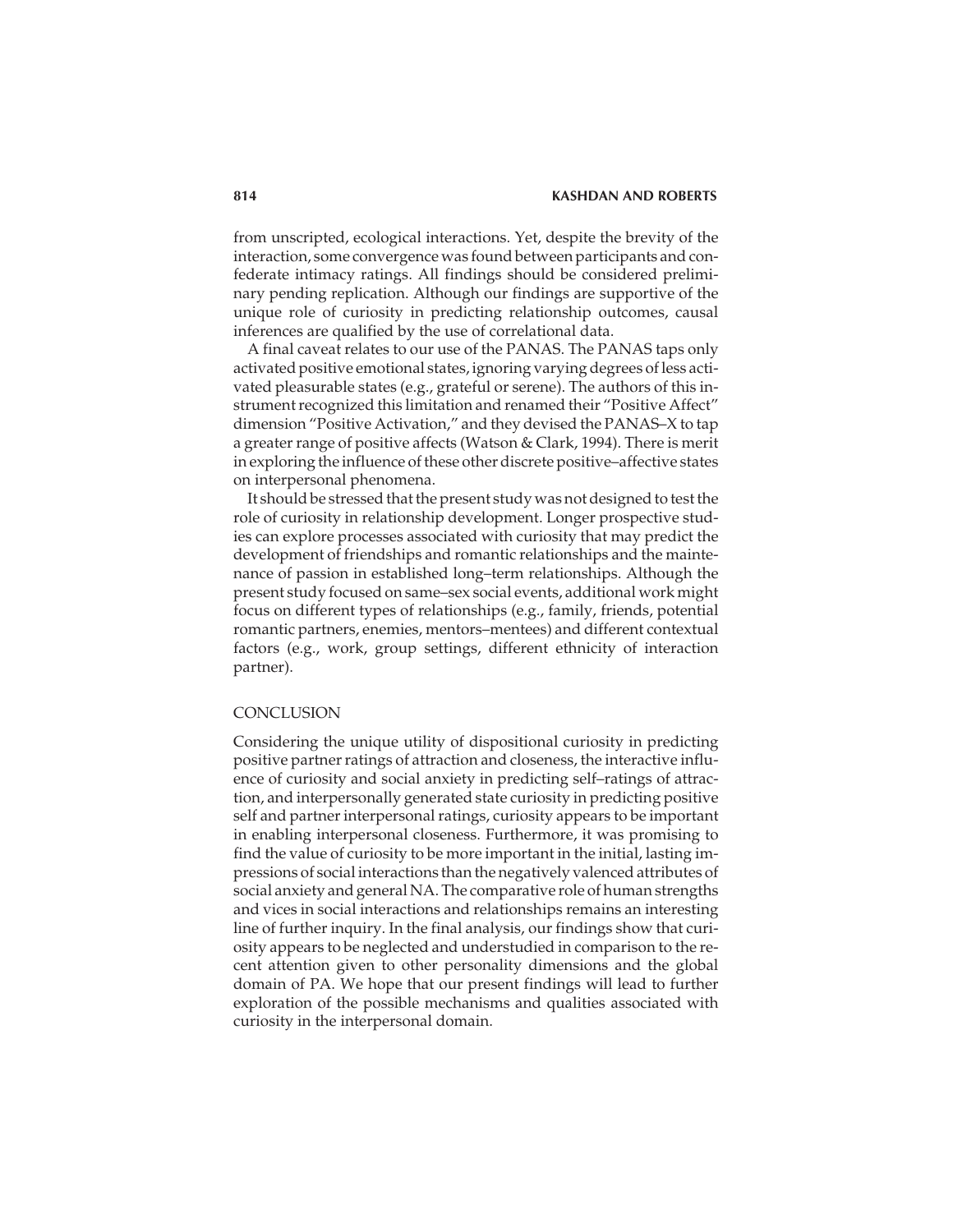from unscripted, ecological interactions. Yet, despite the brevity of the interaction, some convergence was found between participants and confederate intimacy ratings. All findings should be considered preliminary pending replication. Although our findings are supportive of the unique role of curiosity in predicting relationship outcomes, causal inferences are qualified by the use of correlational data.

A final caveat relates to our use of the PANAS. The PANAS taps only activated positive emotional states, ignoring varying degrees of less activated pleasurable states (e.g., grateful or serene). The authors of this instrument recognized this limitation and renamed their "Positive Affect" dimension "Positive Activation," and they devised the PANAS–X to tap a greater range of positive affects (Watson & Clark, 1994). There is merit in exploring the influence of these other discrete positive–affective states on interpersonal phenomena.

It should be stressed that the present study was not designed to test the role of curiosity in relationship development. Longer prospective studies can explore processes associated with curiosity that may predict the development of friendships and romantic relationships and the maintenance of passion in established long–term relationships. Although the present study focused on same–sex social events, additional work might focus on different types of relationships (e.g., family, friends, potential romantic partners, enemies, mentors–mentees) and different contextual factors (e.g., work, group settings, different ethnicity of interaction partner).

## CONCLUSION

Considering the unique utility of dispositional curiosity in predicting positive partner ratings of attraction and closeness, the interactive influence of curiosity and social anxiety in predicting self–ratings of attraction, and interpersonally generated state curiosity in predicting positive self and partner interpersonal ratings, curiosity appears to be important in enabling interpersonal closeness. Furthermore, it was promising to find the value of curiosity to be more important in the initial, lasting impressions of social interactions than the negatively valenced attributes of social anxiety and general NA. The comparative role of human strengths and vices in social interactions and relationships remains an interesting line of further inquiry. In the final analysis, our findings show that curiosity appears to be neglected and understudied in comparison to the recent attention given to other personality dimensions and the global domain of PA. We hope that our present findings will lead to further exploration of the possible mechanisms and qualities associated with curiosity in the interpersonal domain.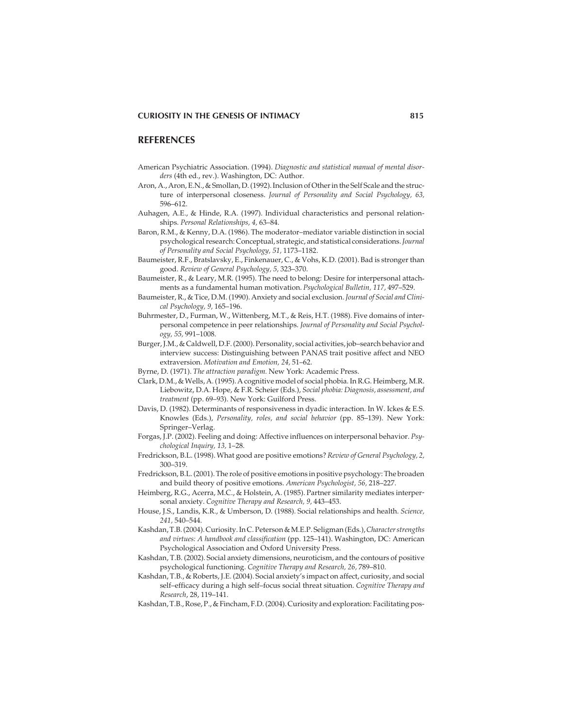## REFERENCES

American Psychiatric Association. (1994). *Diagnostic and statistical manual of mental disorders* (4th ed., rev.). Washington, DC: Author.

Aron, A., Aron, E.N., & Smollan, D. (1992). Inclusion of Other in the Self Scale and the structure of interpersonal closeness. *Journal of Personality and Social Psychology, 63,* 596–612.

Auhagen, A.E., & Hinde, R.A. (1997). Individual characteristics and personal relationships. *Personal Relationships, 4,* 63–84.

Baron, R.M., & Kenny, D.A. (1986). The moderator–mediator variable distinction in social psychological research: Conceptual, strategic, and statistical considerations. *Journal of Personality and Social Psychology, 51,* 1173–1182.

Baumeister, R.F., Bratslavsky, E., Finkenauer, C., & Vohs, K.D. (2001). Bad is stronger than good. *Review of General Psychology, 5,* 323–370.

Baumeister, R., & Leary, M.R. (1995). The need to belong: Desire for interpersonal attachments as a fundamental human motivation. *Psychological Bulletin, 117,* 497–529.

Baumeister, R., & Tice, D.M. (1990). Anxiety and social exclusion. *Journal of Social and Clinical Psychology, 9,* 165–196.

Buhrmester, D., Furman, W., Wittenberg, M.T., & Reis, H.T. (1988). Five domains of interpersonal competence in peer relationships. *Journal of Personality and Social Psychology, 55,* 991–1008.

Burger, J.M., & Caldwell, D.F. (2000). Personality, social activities, job–search behavior and interview success: Distinguishing between PANAS trait positive affect and NEO extraversion. *Motivation and Emotion, 24,* 51–62.

Byrne, D. (1971). *The attraction paradigm.* New York: Academic Press.

Clark, D.M., & Wells, A. (1995). A cognitive model of social phobia. In R.G. Heimberg, M.R. Liebowitz, D.A. Hope, & F.R. Scheier (Eds.), *Social phobia: Diagnosis, assessment, and treatment* (pp. 69–93). New York: Guilford Press.

Davis, D. (1982). Determinants of responsiveness in dyadic interaction. In W. Ickes & E.S. Knowles (Eds.), *Personality, roles, and social behavior* (pp. 85–139). New York: Springer–Verlag.

Forgas, J.P. (2002). Feeling and doing: Affective influences on interpersonal behavior. *Psychological Inquiry, 13,* 1–28.

Fredrickson, B.L. (1998). What good are positive emotions? *Review of General Psychology, 2,* 300–319.

Fredrickson, B.L. (2001). The role of positive emotions in positive psychology: The broaden and build theory of positive emotions. *American Psychologist, 56,* 218–227.

Heimberg, R.G., Acerra, M.C., & Holstein, A. (1985). Partner similarity mediates interpersonal anxiety. *Cognitive Therapy and Research, 9,* 443–453.

House, J.S., Landis, K.R., & Umberson, D. (1988). Social relationships and health. *Science, 241,* 540–544.

Kashdan, T.B. (2004). Curiosity. In C. Peterson & M.E.P. Seligman (Eds.), *Character strengths and virtues: A handbook and classification* (pp. 125–141). Washington, DC: American Psychological Association and Oxford University Press.

Kashdan, T.B. (2002). Social anxiety dimensions, neuroticism, and the contours of positive psychological functioning. *Cognitive Therapy and Research, 26,* 789–810.

Kashdan, T.B., & Roberts, J.E. (2004). Social anxiety's impact on affect, curiosity, and social self–efficacy during a high self–focus social threat situation. *Cognitive Therapy and Research*, 28, 119–141.

Kashdan, T.B., Rose, P., & Fincham, F.D. (2004). Curiosity and exploration: Facilitating pos-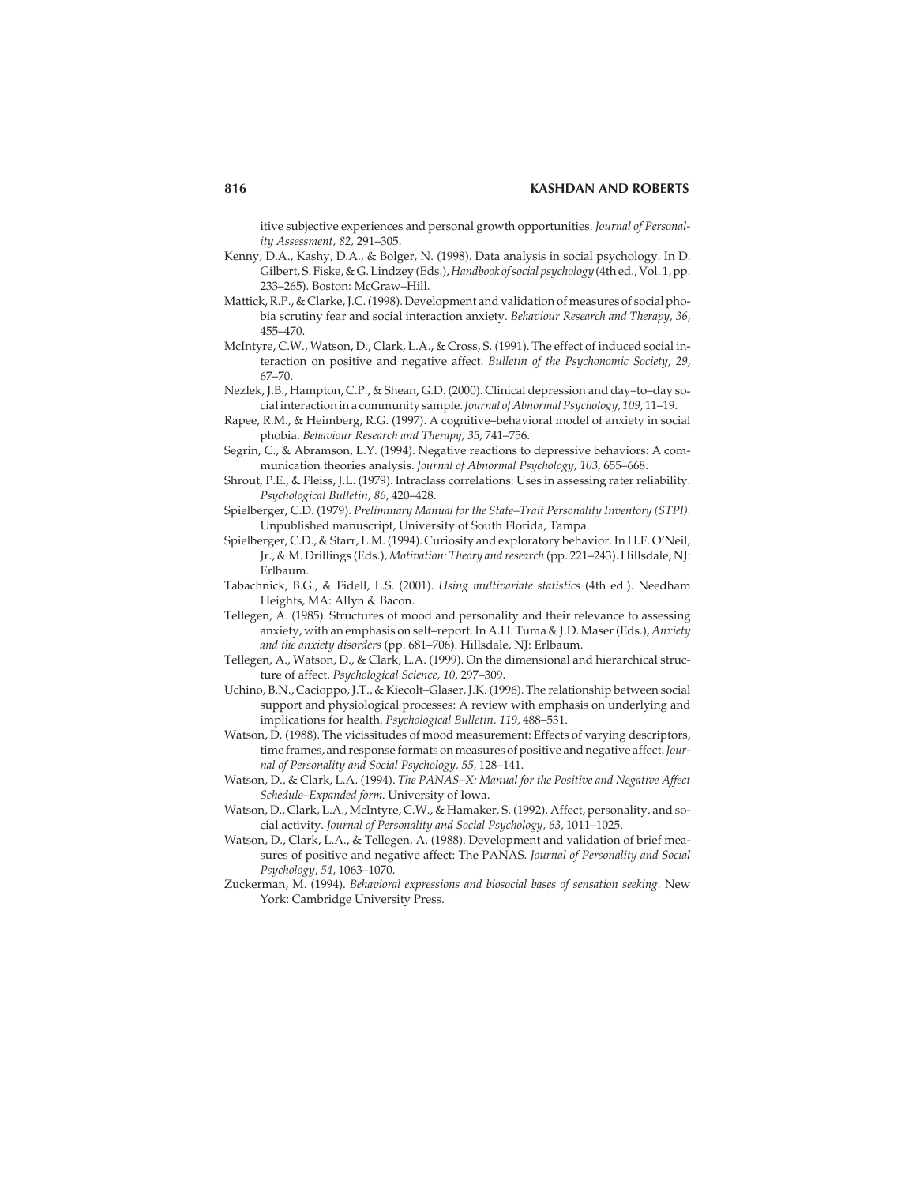itive subjective experiences and personal growth opportunities. *Journal of Personality Assessment, 82,* 291–305.

Kenny, D.A., Kashy, D.A., & Bolger, N. (1998). Data analysis in social psychology. In D. Gilbert, S. Fiske, & G. Lindzey (Eds.), *Handbook of social psychology* (4th ed., Vol. 1, pp. 233–265). Boston: McGraw–Hill.

Mattick, R.P., & Clarke, J.C. (1998). Development and validation of measures of social phobia scrutiny fear and social interaction anxiety. *Behaviour Research and Therapy, 36,* 455–470.

McIntyre, C.W., Watson, D., Clark, L.A., & Cross, S. (1991). The effect of induced social interaction on positive and negative affect. *Bulletin of the Psychonomic Society, 29,* 67–70.

Nezlek, J.B., Hampton, C.P., & Shean, G.D. (2000). Clinical depression and day–to–day social interaction in a community sample. *Journal of Abnormal Psychology, 109,* 11–19.

Rapee, R.M., & Heimberg, R.G. (1997). A cognitive–behavioral model of anxiety in social phobia. *Behaviour Research and Therapy, 35,* 741–756.

Segrin, C., & Abramson, L.Y. (1994). Negative reactions to depressive behaviors: A communication theories analysis. *Journal of Abnormal Psychology, 103,* 655–668.

Shrout, P.E., & Fleiss, J.L. (1979). Intraclass correlations: Uses in assessing rater reliability. *Psychological Bulletin, 86,* 420–428.

Spielberger, C.D. (1979). *Preliminary Manual for the State–Trait Personality Inventory (STPI).* Unpublished manuscript, University of South Florida, Tampa.

Spielberger, C.D., & Starr, L.M. (1994). Curiosity and exploratory behavior. In H.F. O'Neil, Jr., & M. Drillings (Eds.), *Motivation: Theory and research* (pp. 221–243). Hillsdale, NJ: Erlbaum.

Tabachnick, B.G., & Fidell, L.S. (2001). *Using multivariate statistics* (4th ed.). Needham Heights, MA: Allyn & Bacon.

Tellegen, A. (1985). Structures of mood and personality and their relevance to assessing anxiety, with an emphasis on self–report. In A.H. Tuma & J.D. Maser (Eds.), *Anxiety and the anxiety disorders* (pp. 681–706). Hillsdale, NJ: Erlbaum.

Tellegen, A., Watson, D., & Clark, L.A. (1999). On the dimensional and hierarchical structure of affect. *Psychological Science, 10,* 297–309.

Uchino, B.N., Cacioppo, J.T., & Kiecolt–Glaser, J.K. (1996). The relationship between social support and physiological processes: A review with emphasis on underlying and implications for health. *Psychological Bulletin, 119,* 488–531.

Watson, D. (1988). The vicissitudes of mood measurement: Effects of varying descriptors, time frames, and response formats on measures of positive and negative affect. *Journal of Personality and Social Psychology, 55,* 128–141.

Watson, D., & Clark, L.A. (1994). *The PANAS–X: Manual for the Positive and Negative Affect Schedule–Expanded form.* University of Iowa.

Watson, D., Clark, L.A., McIntyre, C.W., & Hamaker, S. (1992). Affect, personality, and social activity. *Journal of Personality and Social Psychology, 63,* 1011–1025.

Watson, D., Clark, L.A., & Tellegen, A. (1988). Development and validation of brief measures of positive and negative affect: The PANAS. *Journal of Personality and Social Psychology, 54,* 1063–1070.

Zuckerman, M. (1994). *Behavioral expressions and biosocial bases of sensation seeking.* New York: Cambridge University Press.